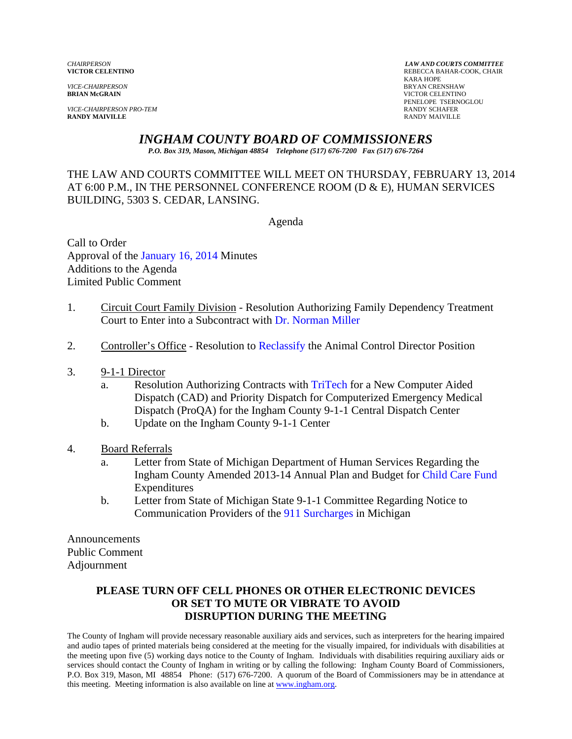*CHAIRPERSON*
**VICTOR CELENTINO**

*VICE-CHAIRPERSON*
**BRIAN McGRAIN**

*VICE-CHAIRPERSON PRO-TEM*
**RANDY MAIVILLE**

***LAW AND COURTS COMMITTEE***
REBECCA BAHAR-COOK, CHAIR
KARA HOPE
BRYAN CRENSHAW
VICTOR CELENTINO
PENELOPE TSERNOGLOU
RANDY SCHAFER
RANDY MAIVILLE

# *INGHAM COUNTY BOARD OF COMMISSIONERS*

*P.O. Box 319, Mason, Michigan 48854 Telephone (517) 676-7200 Fax (517) 676-7264*

THE LAW AND COURTS COMMITTEE WILL MEET ON THURSDAY, FEBRUARY 13, 2014 AT 6:00 P.M., IN THE PERSONNEL CONFERENCE ROOM (D & E), HUMAN SERVICES BUILDING, 5303 S. CEDAR, LANSING.

Agenda

Call to Order
Approval of the January 16, 2014 Minutes
Additions to the Agenda
Limited Public Comment

1. Circuit Court Family Division - Resolution Authorizing Family Dependency Treatment Court to Enter into a Subcontract with Dr. Norman Miller

2. Controller's Office - Resolution to Reclassify the Animal Control Director Position

3. 9-1-1 Director
   a. Resolution Authorizing Contracts with TriTech for a New Computer Aided Dispatch (CAD) and Priority Dispatch for Computerized Emergency Medical Dispatch (ProQA) for the Ingham County 9-1-1 Central Dispatch Center
   b. Update on the Ingham County 9-1-1 Center

4. Board Referrals
   a. Letter from State of Michigan Department of Human Services Regarding the Ingham County Amended 2013-14 Annual Plan and Budget for Child Care Fund Expenditures
   b. Letter from State of Michigan State 9-1-1 Committee Regarding Notice to Communication Providers of the 911 Surcharges in Michigan

Announcements
Public Comment
Adjournment

**PLEASE TURN OFF CELL PHONES OR OTHER ELECTRONIC DEVICES OR SET TO MUTE OR VIBRATE TO AVOID DISRUPTION DURING THE MEETING**

The County of Ingham will provide necessary reasonable auxiliary aids and services, such as interpreters for the hearing impaired and audio tapes of printed materials being considered at the meeting for the visually impaired, for individuals with disabilities at the meeting upon five (5) working days notice to the County of Ingham. Individuals with disabilities requiring auxiliary aids or services should contact the County of Ingham in writing or by calling the following: Ingham County Board of Commissioners, P.O. Box 319, Mason, MI 48854 Phone: (517) 676-7200. A quorum of the Board of Commissioners may be in attendance at this meeting. Meeting information is also available on line at www.ingham.org.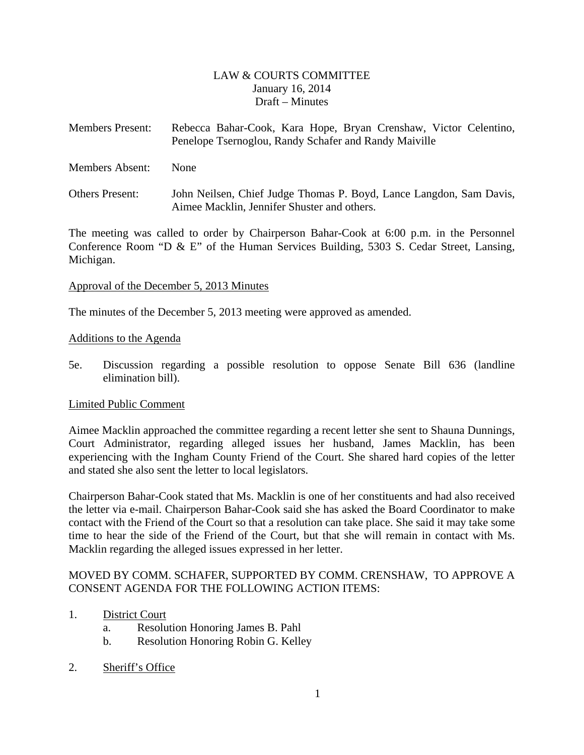LAW & COURTS COMMITTEE
January 16, 2014
Draft – Minutes

Members Present: Rebecca Bahar-Cook, Kara Hope, Bryan Crenshaw, Victor Celentino, Penelope Tsernoglou, Randy Schafer and Randy Maiville

Members Absent: None

Others Present: John Neilsen, Chief Judge Thomas P. Boyd, Lance Langdon, Sam Davis, Aimee Macklin, Jennifer Shuster and others.

The meeting was called to order by Chairperson Bahar-Cook at 6:00 p.m. in the Personnel Conference Room "D & E" of the Human Services Building, 5303 S. Cedar Street, Lansing, Michigan.

Approval of the December 5, 2013 Minutes

The minutes of the December 5, 2013 meeting were approved as amended.

Additions to the Agenda

5e. Discussion regarding a possible resolution to oppose Senate Bill 636 (landline elimination bill).

Limited Public Comment

Aimee Macklin approached the committee regarding a recent letter she sent to Shauna Dunnings, Court Administrator, regarding alleged issues her husband, James Macklin, has been experiencing with the Ingham County Friend of the Court. She shared hard copies of the letter and stated she also sent the letter to local legislators.

Chairperson Bahar-Cook stated that Ms. Macklin is one of her constituents and had also received the letter via e-mail. Chairperson Bahar-Cook said she has asked the Board Coordinator to make contact with the Friend of the Court so that a resolution can take place. She said it may take some time to hear the side of the Friend of the Court, but that she will remain in contact with Ms. Macklin regarding the alleged issues expressed in her letter.

MOVED BY COMM. SCHAFER, SUPPORTED BY COMM. CRENSHAW, TO APPROVE A CONSENT AGENDA FOR THE FOLLOWING ACTION ITEMS:

1. District Court
   a. Resolution Honoring James B. Pahl
   b. Resolution Honoring Robin G. Kelley

2. Sheriff's Office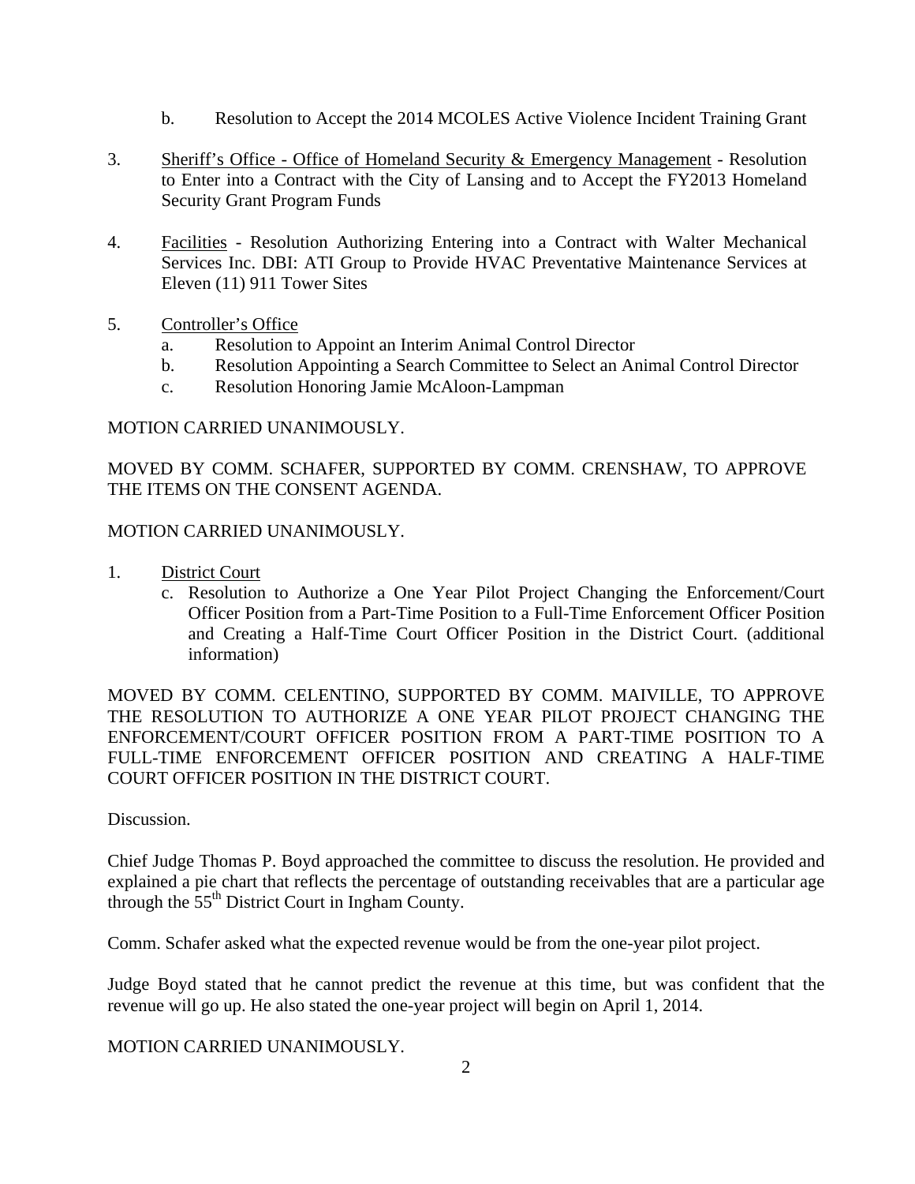b. Resolution to Accept the 2014 MCOLES Active Violence Incident Training Grant

3. Sheriff's Office - Office of Homeland Security & Emergency Management - Resolution to Enter into a Contract with the City of Lansing and to Accept the FY2013 Homeland Security Grant Program Funds

4. Facilities - Resolution Authorizing Entering into a Contract with Walter Mechanical Services Inc. DBI: ATI Group to Provide HVAC Preventative Maintenance Services at Eleven (11) 911 Tower Sites

5. Controller's Office
   a. Resolution to Appoint an Interim Animal Control Director
   b. Resolution Appointing a Search Committee to Select an Animal Control Director
   c. Resolution Honoring Jamie McAloon-Lampman

MOTION CARRIED UNANIMOUSLY.

MOVED BY COMM. SCHAFER, SUPPORTED BY COMM. CRENSHAW, TO APPROVE THE ITEMS ON THE CONSENT AGENDA.

MOTION CARRIED UNANIMOUSLY.

1. District Court
   c. Resolution to Authorize a One Year Pilot Project Changing the Enforcement/Court Officer Position from a Part-Time Position to a Full-Time Enforcement Officer Position and Creating a Half-Time Court Officer Position in the District Court. (additional information)

MOVED BY COMM. CELENTINO, SUPPORTED BY COMM. MAIVILLE, TO APPROVE THE RESOLUTION TO AUTHORIZE A ONE YEAR PILOT PROJECT CHANGING THE ENFORCEMENT/COURT OFFICER POSITION FROM A PART-TIME POSITION TO A FULL-TIME ENFORCEMENT OFFICER POSITION AND CREATING A HALF-TIME COURT OFFICER POSITION IN THE DISTRICT COURT.

Discussion.

Chief Judge Thomas P. Boyd approached the committee to discuss the resolution. He provided and explained a pie chart that reflects the percentage of outstanding receivables that are a particular age through the 55th District Court in Ingham County.

Comm. Schafer asked what the expected revenue would be from the one-year pilot project.

Judge Boyd stated that he cannot predict the revenue at this time, but was confident that the revenue will go up. He also stated the one-year project will begin on April 1, 2014.

MOTION CARRIED UNANIMOUSLY.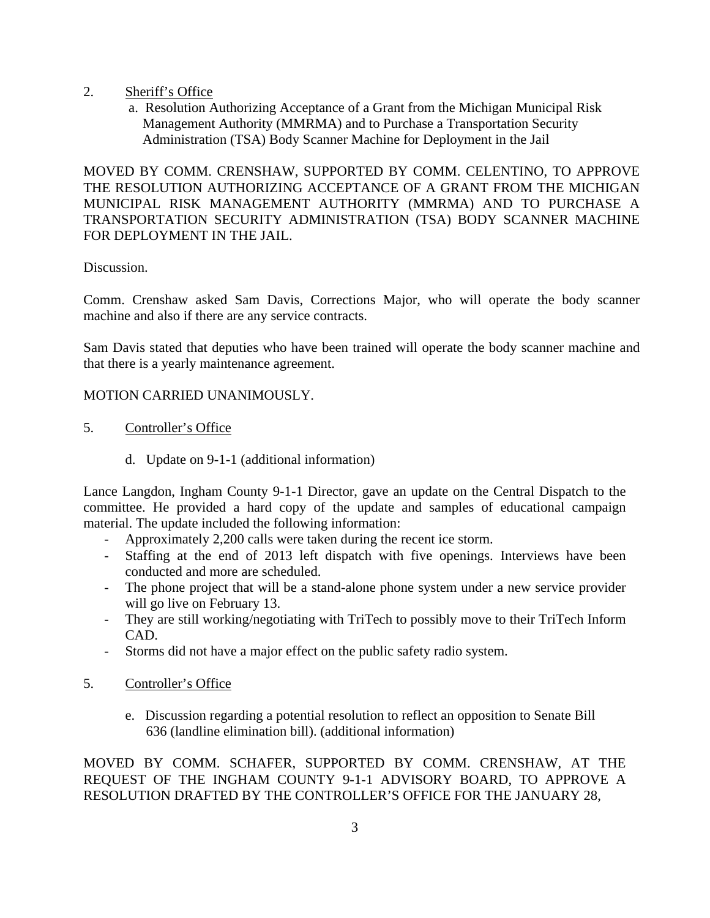2. Sheriff's Office

   a. Resolution Authorizing Acceptance of a Grant from the Michigan Municipal Risk Management Authority (MMRMA) and to Purchase a Transportation Security Administration (TSA) Body Scanner Machine for Deployment in the Jail

MOVED BY COMM. CRENSHAW, SUPPORTED BY COMM. CELENTINO, TO APPROVE THE RESOLUTION AUTHORIZING ACCEPTANCE OF A GRANT FROM THE MICHIGAN MUNICIPAL RISK MANAGEMENT AUTHORITY (MMRMA) AND TO PURCHASE A TRANSPORTATION SECURITY ADMINISTRATION (TSA) BODY SCANNER MACHINE FOR DEPLOYMENT IN THE JAIL.

Discussion.

Comm. Crenshaw asked Sam Davis, Corrections Major, who will operate the body scanner machine and also if there are any service contracts.

Sam Davis stated that deputies who have been trained will operate the body scanner machine and that there is a yearly maintenance agreement.

MOTION CARRIED UNANIMOUSLY.

5. Controller's Office

   d. Update on 9-1-1 (additional information)

Lance Langdon, Ingham County 9-1-1 Director, gave an update on the Central Dispatch to the committee. He provided a hard copy of the update and samples of educational campaign material. The update included the following information:

- Approximately 2,200 calls were taken during the recent ice storm.
- Staffing at the end of 2013 left dispatch with five openings. Interviews have been conducted and more are scheduled.
- The phone project that will be a stand-alone phone system under a new service provider will go live on February 13.
- They are still working/negotiating with TriTech to possibly move to their TriTech Inform CAD.
- Storms did not have a major effect on the public safety radio system.

5. Controller's Office

   e. Discussion regarding a potential resolution to reflect an opposition to Senate Bill 636 (landline elimination bill). (additional information)

MOVED BY COMM. SCHAFER, SUPPORTED BY COMM. CRENSHAW, AT THE REQUEST OF THE INGHAM COUNTY 9-1-1 ADVISORY BOARD, TO APPROVE A RESOLUTION DRAFTED BY THE CONTROLLER'S OFFICE FOR THE JANUARY 28,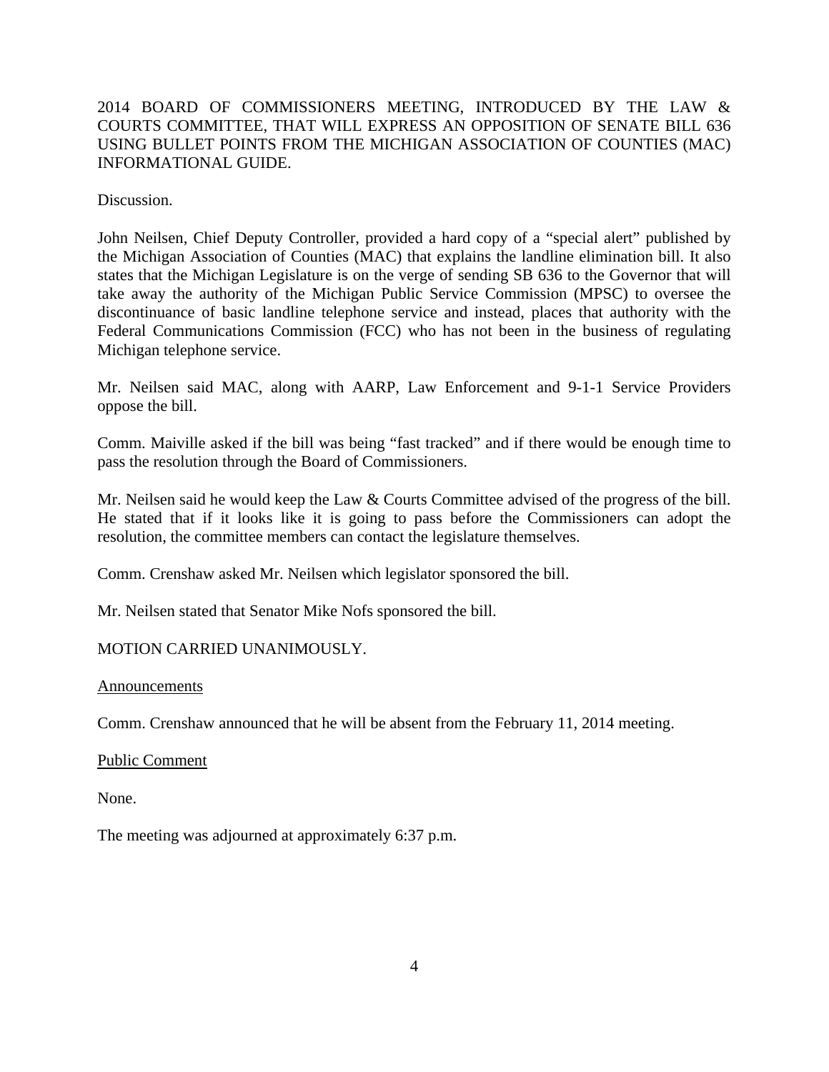2014 BOARD OF COMMISSIONERS MEETING, INTRODUCED BY THE LAW & COURTS COMMITTEE, THAT WILL EXPRESS AN OPPOSITION OF SENATE BILL 636 USING BULLET POINTS FROM THE MICHIGAN ASSOCIATION OF COUNTIES (MAC) INFORMATIONAL GUIDE.

Discussion.

John Neilsen, Chief Deputy Controller, provided a hard copy of a "special alert" published by the Michigan Association of Counties (MAC) that explains the landline elimination bill. It also states that the Michigan Legislature is on the verge of sending SB 636 to the Governor that will take away the authority of the Michigan Public Service Commission (MPSC) to oversee the discontinuance of basic landline telephone service and instead, places that authority with the Federal Communications Commission (FCC) who has not been in the business of regulating Michigan telephone service.

Mr. Neilsen said MAC, along with AARP, Law Enforcement and 9-1-1 Service Providers oppose the bill.

Comm. Maiville asked if the bill was being "fast tracked" and if there would be enough time to pass the resolution through the Board of Commissioners.

Mr. Neilsen said he would keep the Law & Courts Committee advised of the progress of the bill. He stated that if it looks like it is going to pass before the Commissioners can adopt the resolution, the committee members can contact the legislature themselves.

Comm. Crenshaw asked Mr. Neilsen which legislator sponsored the bill.

Mr. Neilsen stated that Senator Mike Nofs sponsored the bill.

MOTION CARRIED UNANIMOUSLY.

<u>Announcements</u>

Comm. Crenshaw announced that he will be absent from the February 11, 2014 meeting.

<u>Public Comment</u>

None.

The meeting was adjourned at approximately 6:37 p.m.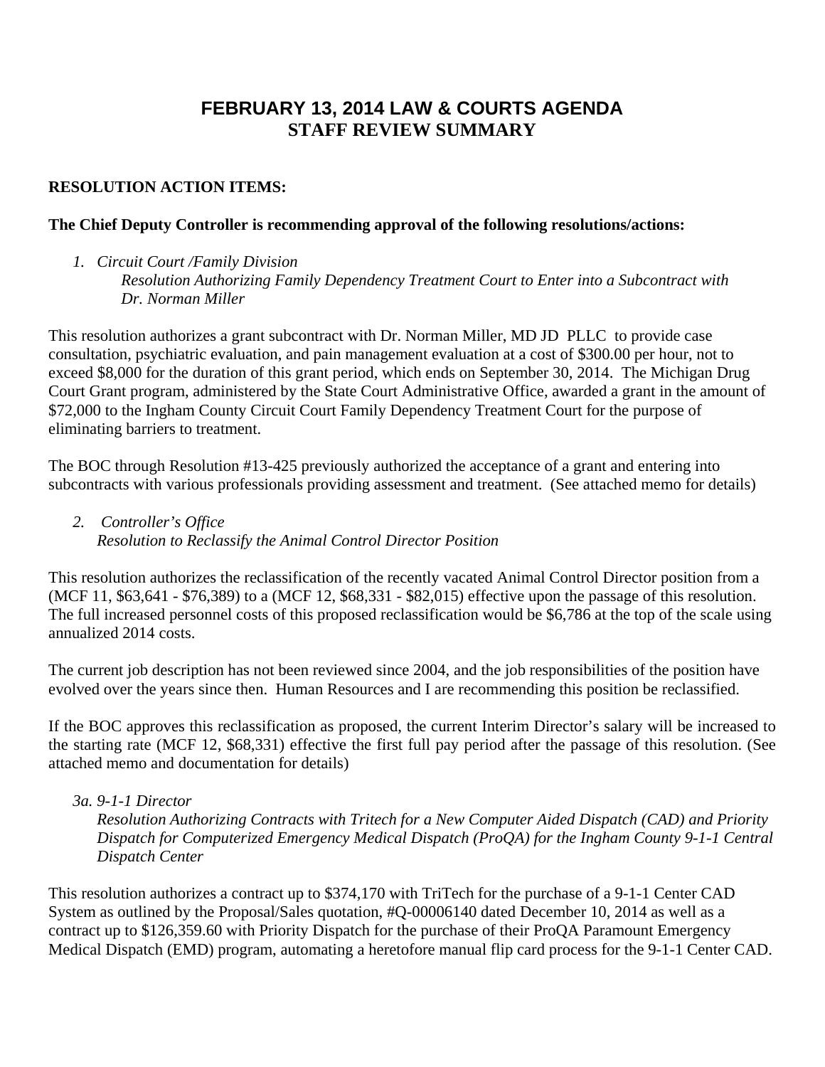# FEBRUARY 13, 2014 LAW & COURTS AGENDA
# STAFF REVIEW SUMMARY

**RESOLUTION ACTION ITEMS:**

**The Chief Deputy Controller is recommending approval of the following resolutions/actions:**

1. *Circuit Court /Family Division*
   *Resolution Authorizing Family Dependency Treatment Court to Enter into a Subcontract with Dr. Norman Miller*

This resolution authorizes a grant subcontract with Dr. Norman Miller, MD JD PLLC to provide case consultation, psychiatric evaluation, and pain management evaluation at a cost of $300.00 per hour, not to exceed $8,000 for the duration of this grant period, which ends on September 30, 2014. The Michigan Drug Court Grant program, administered by the State Court Administrative Office, awarded a grant in the amount of $72,000 to the Ingham County Circuit Court Family Dependency Treatment Court for the purpose of eliminating barriers to treatment.

The BOC through Resolution #13-425 previously authorized the acceptance of a grant and entering into subcontracts with various professionals providing assessment and treatment. (See attached memo for details)

2. *Controller's Office*
   *Resolution to Reclassify the Animal Control Director Position*

This resolution authorizes the reclassification of the recently vacated Animal Control Director position from a (MCF 11, $63,641 - $76,389) to a (MCF 12, $68,331 - $82,015) effective upon the passage of this resolution. The full increased personnel costs of this proposed reclassification would be $6,786 at the top of the scale using annualized 2014 costs.

The current job description has not been reviewed since 2004, and the job responsibilities of the position have evolved over the years since then. Human Resources and I are recommending this position be reclassified.

If the BOC approves this reclassification as proposed, the current Interim Director's salary will be increased to the starting rate (MCF 12, $68,331) effective the first full pay period after the passage of this resolution. (See attached memo and documentation for details)

3a. *9-1-1 Director*
*Resolution Authorizing Contracts with Tritech for a New Computer Aided Dispatch (CAD) and Priority Dispatch for Computerized Emergency Medical Dispatch (ProQA) for the Ingham County 9-1-1 Central Dispatch Center*

This resolution authorizes a contract up to $374,170 with TriTech for the purchase of a 9-1-1 Center CAD System as outlined by the Proposal/Sales quotation, #Q-00006140 dated December 10, 2014 as well as a contract up to $126,359.60 with Priority Dispatch for the purchase of their ProQA Paramount Emergency Medical Dispatch (EMD) program, automating a heretofore manual flip card process for the 9-1-1 Center CAD.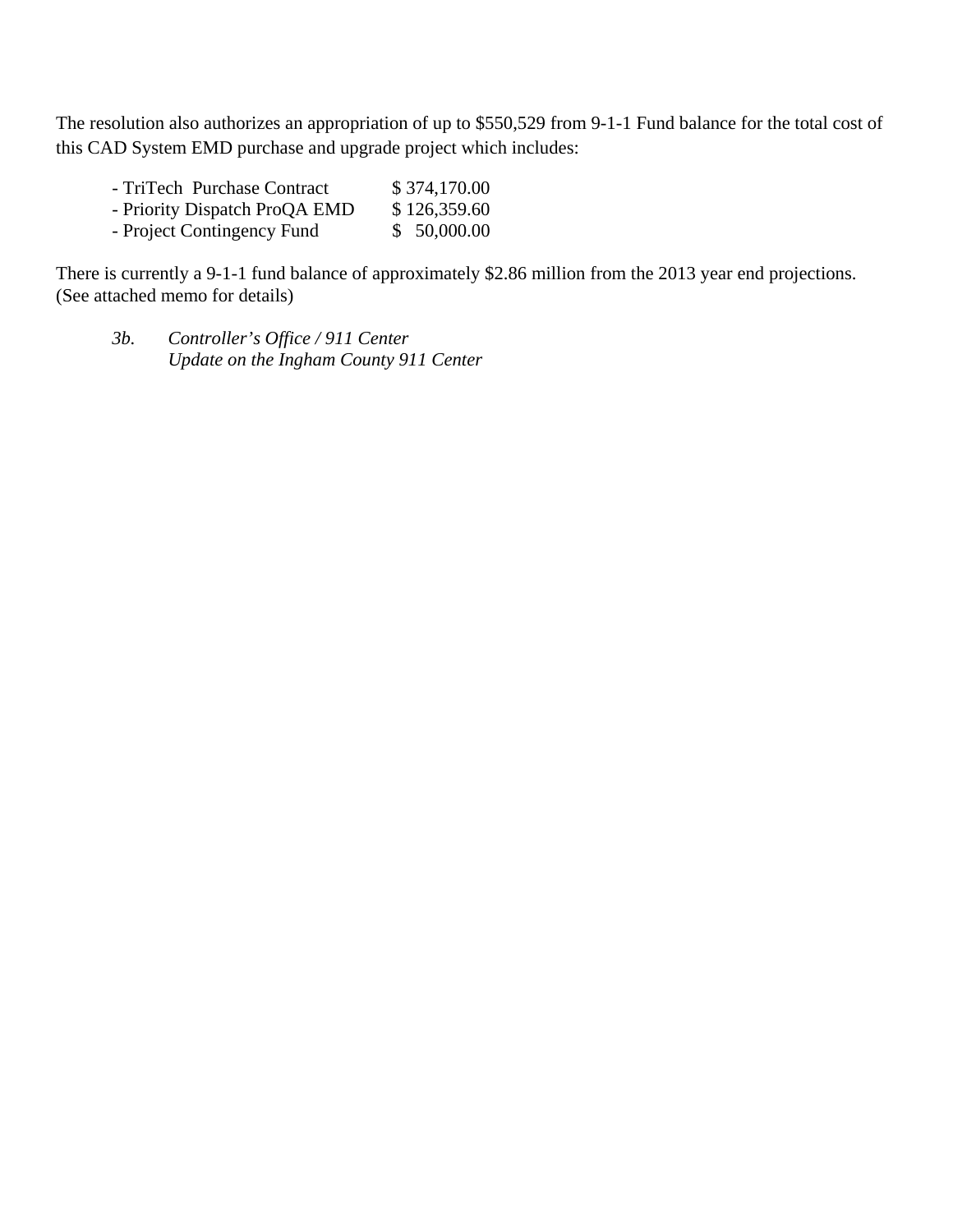The resolution also authorizes an appropriation of up to $550,529 from 9-1-1 Fund balance for the total cost of this CAD System EMD purchase and upgrade project which includes:

| | |
|---|---|
| - TriTech Purchase Contract | $ 374,170.00 |
| - Priority Dispatch ProQA EMD | $ 126,359.60 |
| - Project Contingency Fund | $ 50,000.00 |

There is currently a 9-1-1 fund balance of approximately $2.86 million from the 2013 year end projections. (See attached memo for details)

*3b. Controller's Office / 911 Center*
*Update on the Ingham County 911 Center*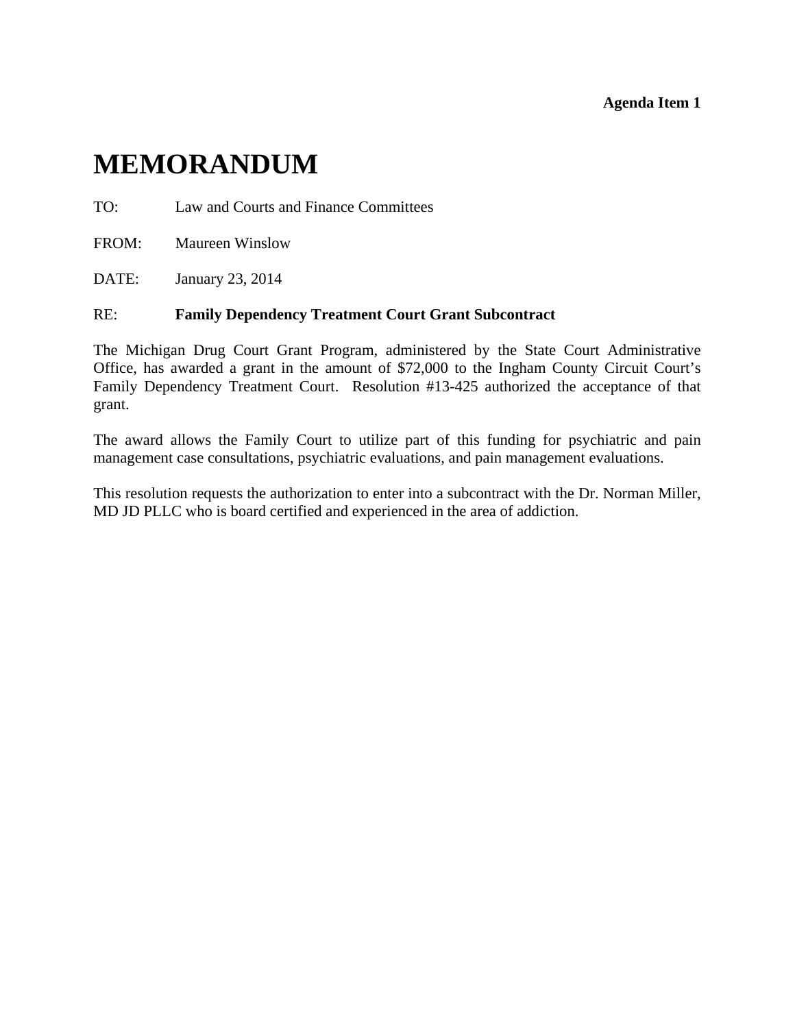**Agenda Item 1**

# MEMORANDUM

TO: Law and Courts and Finance Committees

FROM: Maureen Winslow

DATE: January 23, 2014

RE: **Family Dependency Treatment Court Grant Subcontract**

The Michigan Drug Court Grant Program, administered by the State Court Administrative Office, has awarded a grant in the amount of $72,000 to the Ingham County Circuit Court's Family Dependency Treatment Court. Resolution #13-425 authorized the acceptance of that grant.

The award allows the Family Court to utilize part of this funding for psychiatric and pain management case consultations, psychiatric evaluations, and pain management evaluations.

This resolution requests the authorization to enter into a subcontract with the Dr. Norman Miller, MD JD PLLC who is board certified and experienced in the area of addiction.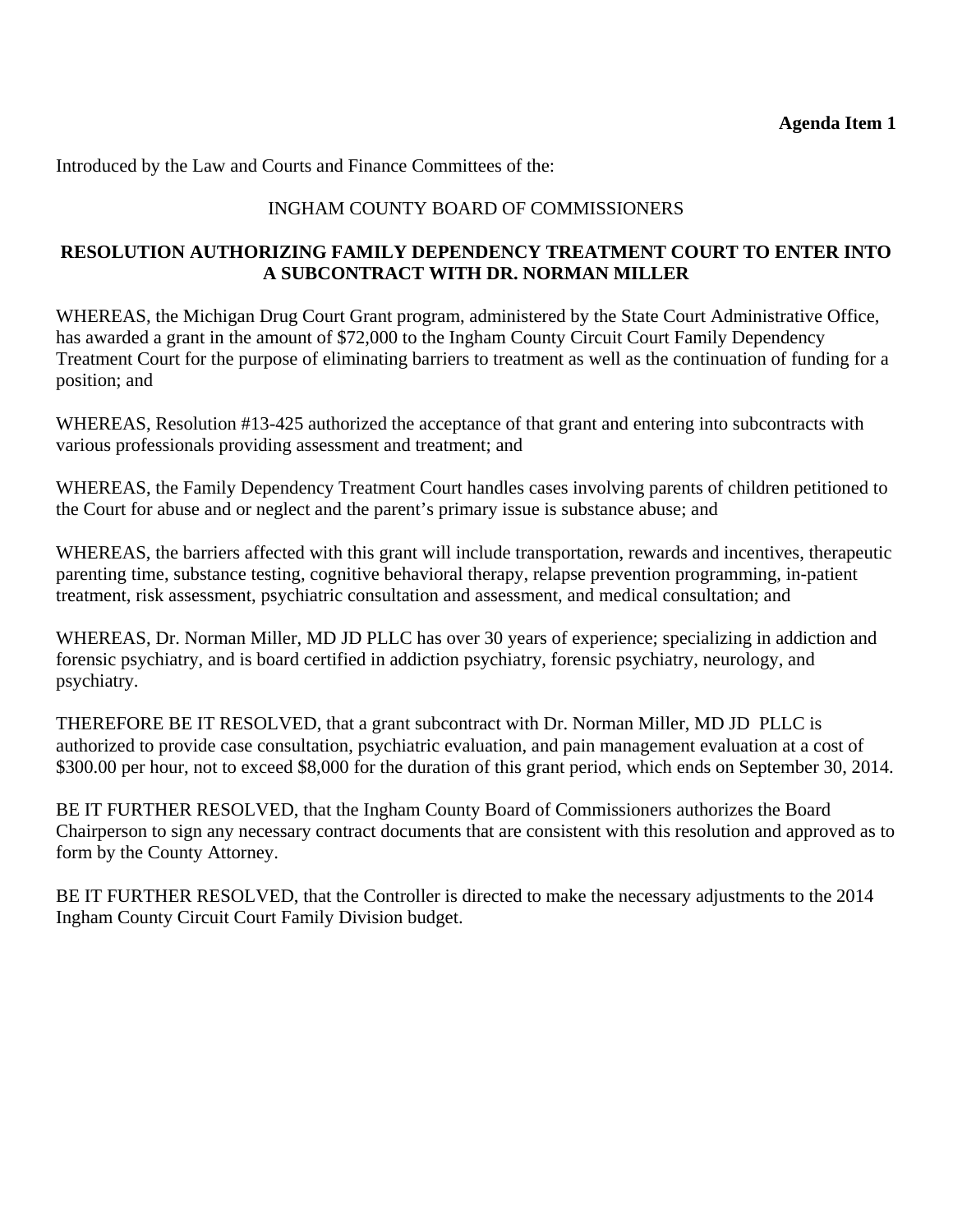**Agenda Item 1**

Introduced by the Law and Courts and Finance Committees of the:

INGHAM COUNTY BOARD OF COMMISSIONERS

**RESOLUTION AUTHORIZING FAMILY DEPENDENCY TREATMENT COURT TO ENTER INTO A SUBCONTRACT WITH DR. NORMAN MILLER**

WHEREAS, the Michigan Drug Court Grant program, administered by the State Court Administrative Office, has awarded a grant in the amount of $72,000 to the Ingham County Circuit Court Family Dependency Treatment Court for the purpose of eliminating barriers to treatment as well as the continuation of funding for a position; and

WHEREAS, Resolution #13-425 authorized the acceptance of that grant and entering into subcontracts with various professionals providing assessment and treatment; and

WHEREAS, the Family Dependency Treatment Court handles cases involving parents of children petitioned to the Court for abuse and or neglect and the parent's primary issue is substance abuse; and

WHEREAS, the barriers affected with this grant will include transportation, rewards and incentives, therapeutic parenting time, substance testing, cognitive behavioral therapy, relapse prevention programming, in-patient treatment, risk assessment, psychiatric consultation and assessment, and medical consultation; and

WHEREAS, Dr. Norman Miller, MD JD PLLC has over 30 years of experience; specializing in addiction and forensic psychiatry, and is board certified in addiction psychiatry, forensic psychiatry, neurology, and psychiatry.

THEREFORE BE IT RESOLVED, that a grant subcontract with Dr. Norman Miller, MD JD PLLC is authorized to provide case consultation, psychiatric evaluation, and pain management evaluation at a cost of $300.00 per hour, not to exceed $8,000 for the duration of this grant period, which ends on September 30, 2014.

BE IT FURTHER RESOLVED, that the Ingham County Board of Commissioners authorizes the Board Chairperson to sign any necessary contract documents that are consistent with this resolution and approved as to form by the County Attorney.

BE IT FURTHER RESOLVED, that the Controller is directed to make the necessary adjustments to the 2014 Ingham County Circuit Court Family Division budget.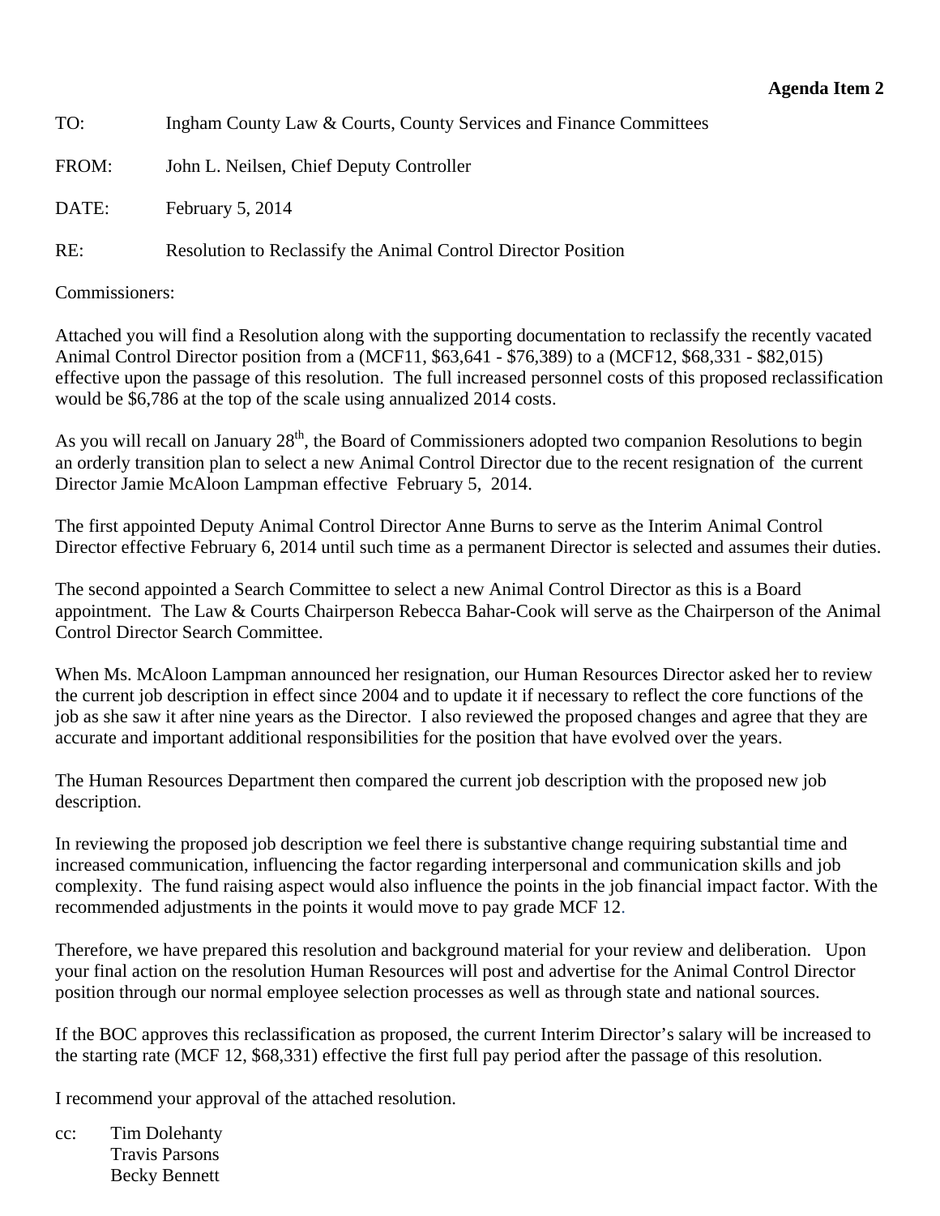**Agenda Item 2**

TO: Ingham County Law & Courts, County Services and Finance Committees

FROM: John L. Neilsen, Chief Deputy Controller

DATE: February 5, 2014

RE: Resolution to Reclassify the Animal Control Director Position

Commissioners:

Attached you will find a Resolution along with the supporting documentation to reclassify the recently vacated Animal Control Director position from a (MCF11, $63,641 - $76,389) to a (MCF12, $68,331 - $82,015) effective upon the passage of this resolution. The full increased personnel costs of this proposed reclassification would be $6,786 at the top of the scale using annualized 2014 costs.

As you will recall on January 28th, the Board of Commissioners adopted two companion Resolutions to begin an orderly transition plan to select a new Animal Control Director due to the recent resignation of the current Director Jamie McAloon Lampman effective February 5, 2014.

The first appointed Deputy Animal Control Director Anne Burns to serve as the Interim Animal Control Director effective February 6, 2014 until such time as a permanent Director is selected and assumes their duties.

The second appointed a Search Committee to select a new Animal Control Director as this is a Board appointment. The Law & Courts Chairperson Rebecca Bahar-Cook will serve as the Chairperson of the Animal Control Director Search Committee.

When Ms. McAloon Lampman announced her resignation, our Human Resources Director asked her to review the current job description in effect since 2004 and to update it if necessary to reflect the core functions of the job as she saw it after nine years as the Director. I also reviewed the proposed changes and agree that they are accurate and important additional responsibilities for the position that have evolved over the years.

The Human Resources Department then compared the current job description with the proposed new job description.

In reviewing the proposed job description we feel there is substantive change requiring substantial time and increased communication, influencing the factor regarding interpersonal and communication skills and job complexity. The fund raising aspect would also influence the points in the job financial impact factor. With the recommended adjustments in the points it would move to pay grade MCF 12.

Therefore, we have prepared this resolution and background material for your review and deliberation. Upon your final action on the resolution Human Resources will post and advertise for the Animal Control Director position through our normal employee selection processes as well as through state and national sources.

If the BOC approves this reclassification as proposed, the current Interim Director's salary will be increased to the starting rate (MCF 12, $68,331) effective the first full pay period after the passage of this resolution.

I recommend your approval of the attached resolution.

cc: Tim Dolehanty
Travis Parsons
Becky Bennett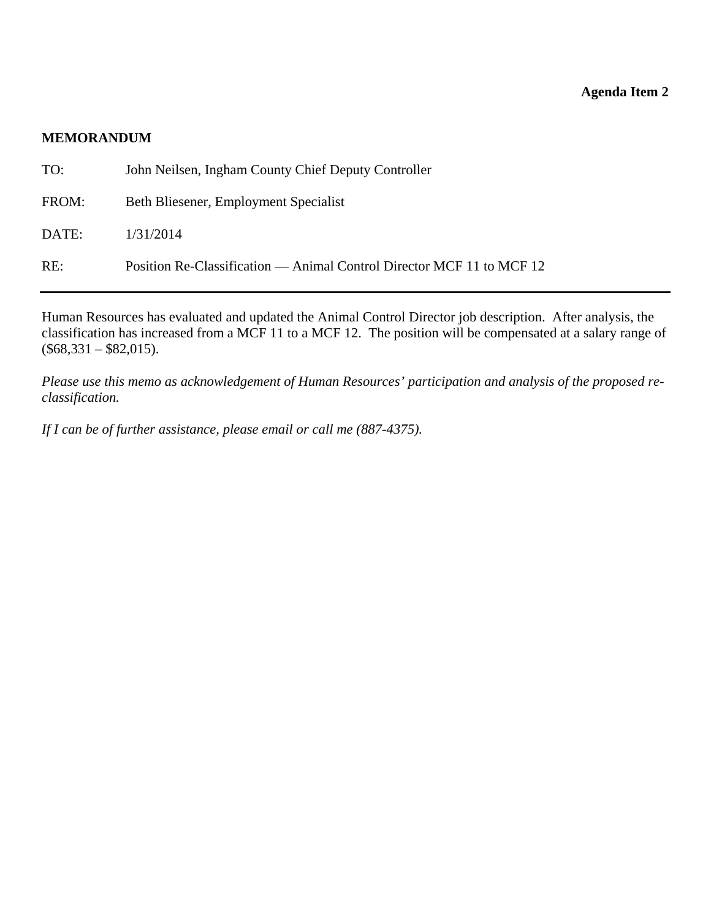**Agenda Item 2**

**MEMORANDUM**

TO: John Neilsen, Ingham County Chief Deputy Controller

FROM: Beth Bliesener, Employment Specialist

DATE: 1/31/2014

RE: Position Re-Classification — Animal Control Director MCF 11 to MCF 12

---

Human Resources has evaluated and updated the Animal Control Director job description. After analysis, the classification has increased from a MCF 11 to a MCF 12. The position will be compensated at a salary range of ($68,331 – $82,015).

*Please use this memo as acknowledgement of Human Resources' participation and analysis of the proposed re-classification.*

*If I can be of further assistance, please email or call me (887-4375).*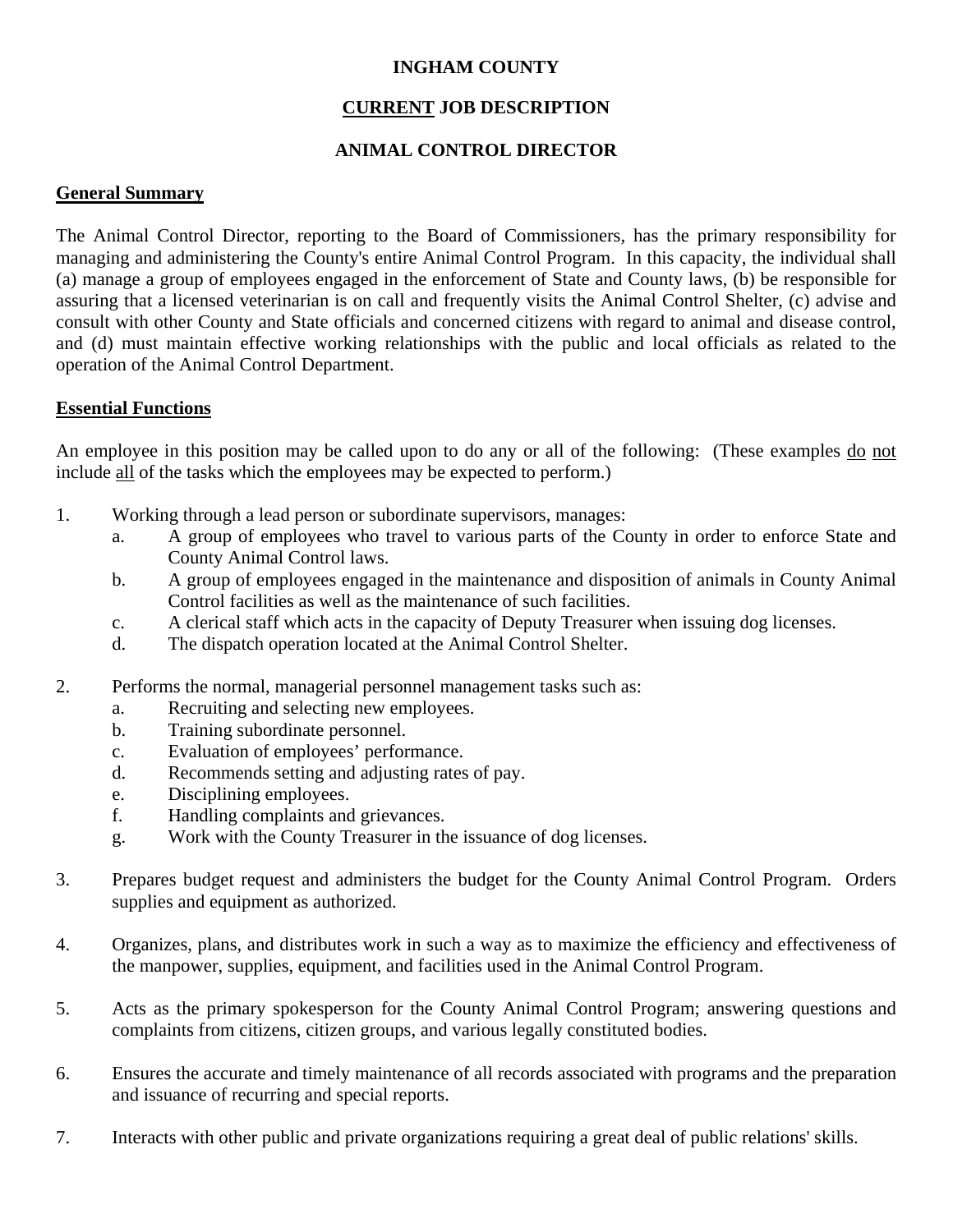**INGHAM COUNTY**

**<u>CURRENT</u> JOB DESCRIPTION**

**ANIMAL CONTROL DIRECTOR**

**<u>General Summary</u>**

The Animal Control Director, reporting to the Board of Commissioners, has the primary responsibility for managing and administering the County's entire Animal Control Program. In this capacity, the individual shall (a) manage a group of employees engaged in the enforcement of State and County laws, (b) be responsible for assuring that a licensed veterinarian is on call and frequently visits the Animal Control Shelter, (c) advise and consult with other County and State officials and concerned citizens with regard to animal and disease control, and (d) must maintain effective working relationships with the public and local officials as related to the operation of the Animal Control Department.

**<u>Essential Functions</u>**

An employee in this position may be called upon to do any or all of the following: (These examples <u>do</u> <u>not</u> include <u>all</u> of the tasks which the employees may be expected to perform.)

1. Working through a lead person or subordinate supervisors, manages:
   a. A group of employees who travel to various parts of the County in order to enforce State and County Animal Control laws.
   b. A group of employees engaged in the maintenance and disposition of animals in County Animal Control facilities as well as the maintenance of such facilities.
   c. A clerical staff which acts in the capacity of Deputy Treasurer when issuing dog licenses.
   d. The dispatch operation located at the Animal Control Shelter.

2. Performs the normal, managerial personnel management tasks such as:
   a. Recruiting and selecting new employees.
   b. Training subordinate personnel.
   c. Evaluation of employees' performance.
   d. Recommends setting and adjusting rates of pay.
   e. Disciplining employees.
   f. Handling complaints and grievances.
   g. Work with the County Treasurer in the issuance of dog licenses.

3. Prepares budget request and administers the budget for the County Animal Control Program. Orders supplies and equipment as authorized.

4. Organizes, plans, and distributes work in such a way as to maximize the efficiency and effectiveness of the manpower, supplies, equipment, and facilities used in the Animal Control Program.

5. Acts as the primary spokesperson for the County Animal Control Program; answering questions and complaints from citizens, citizen groups, and various legally constituted bodies.

6. Ensures the accurate and timely maintenance of all records associated with programs and the preparation and issuance of recurring and special reports.

7. Interacts with other public and private organizations requiring a great deal of public relations' skills.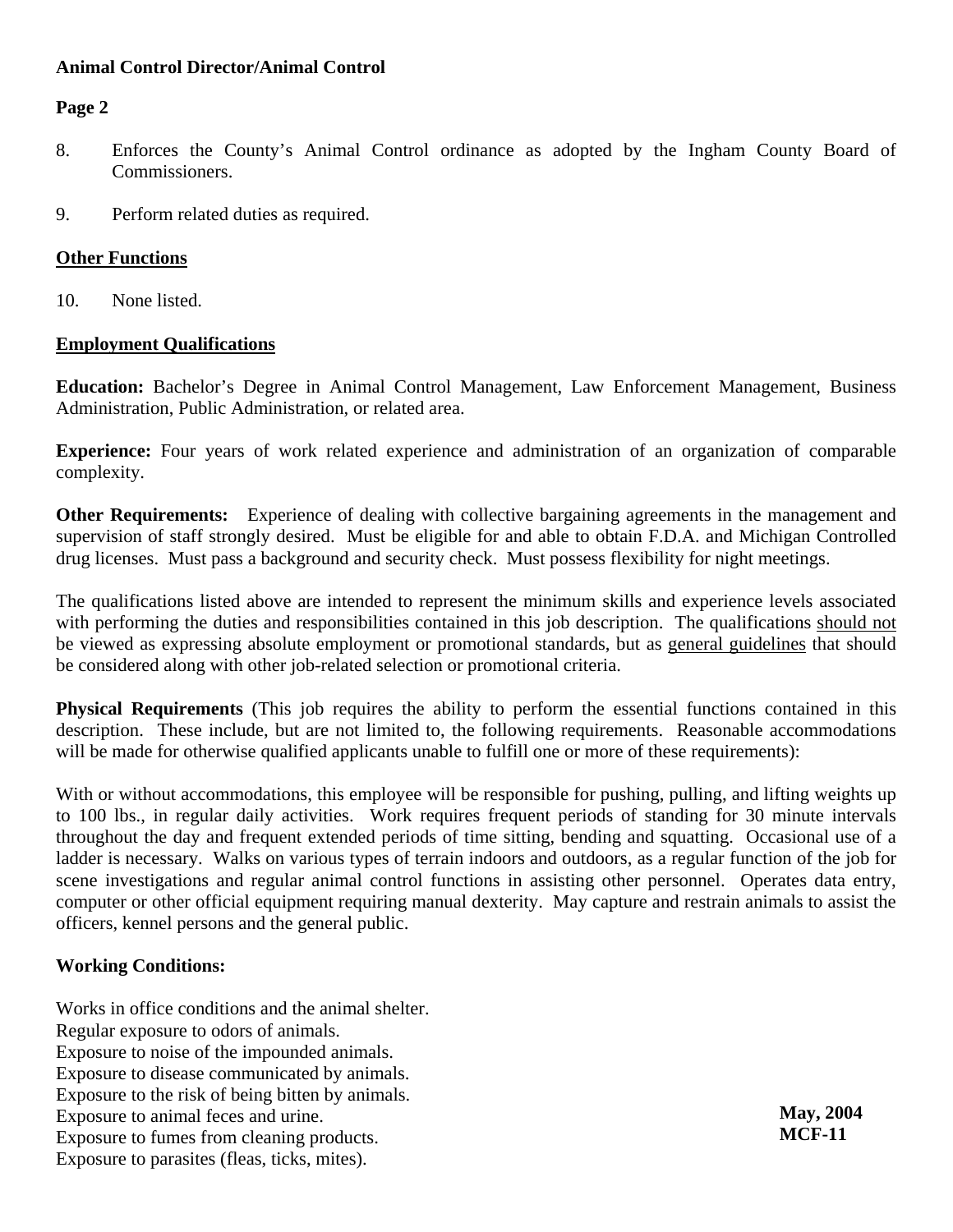8. Enforces the County's Animal Control ordinance as adopted by the Ingham County Board of Commissioners.

9. Perform related duties as required.

**Other Functions**

10. None listed.

**Employment Qualifications**

**Education:** Bachelor's Degree in Animal Control Management, Law Enforcement Management, Business Administration, Public Administration, or related area.

**Experience:** Four years of work related experience and administration of an organization of comparable complexity.

**Other Requirements:** Experience of dealing with collective bargaining agreements in the management and supervision of staff strongly desired. Must be eligible for and able to obtain F.D.A. and Michigan Controlled drug licenses. Must pass a background and security check. Must possess flexibility for night meetings.

The qualifications listed above are intended to represent the minimum skills and experience levels associated with performing the duties and responsibilities contained in this job description. The qualifications should not be viewed as expressing absolute employment or promotional standards, but as general guidelines that should be considered along with other job-related selection or promotional criteria.

**Physical Requirements** (This job requires the ability to perform the essential functions contained in this description. These include, but are not limited to, the following requirements. Reasonable accommodations will be made for otherwise qualified applicants unable to fulfill one or more of these requirements):

With or without accommodations, this employee will be responsible for pushing, pulling, and lifting weights up to 100 lbs., in regular daily activities. Work requires frequent periods of standing for 30 minute intervals throughout the day and frequent extended periods of time sitting, bending and squatting. Occasional use of a ladder is necessary. Walks on various types of terrain indoors and outdoors, as a regular function of the job for scene investigations and regular animal control functions in assisting other personnel. Operates data entry, computer or other official equipment requiring manual dexterity. May capture and restrain animals to assist the officers, kennel persons and the general public.

**Working Conditions:**

Works in office conditions and the animal shelter.
Regular exposure to odors of animals.
Exposure to noise of the impounded animals.
Exposure to disease communicated by animals.
Exposure to the risk of being bitten by animals.
Exposure to animal feces and urine.
Exposure to fumes from cleaning products.
Exposure to parasites (fleas, ticks, mites).

**May, 2004**
**MCF-11**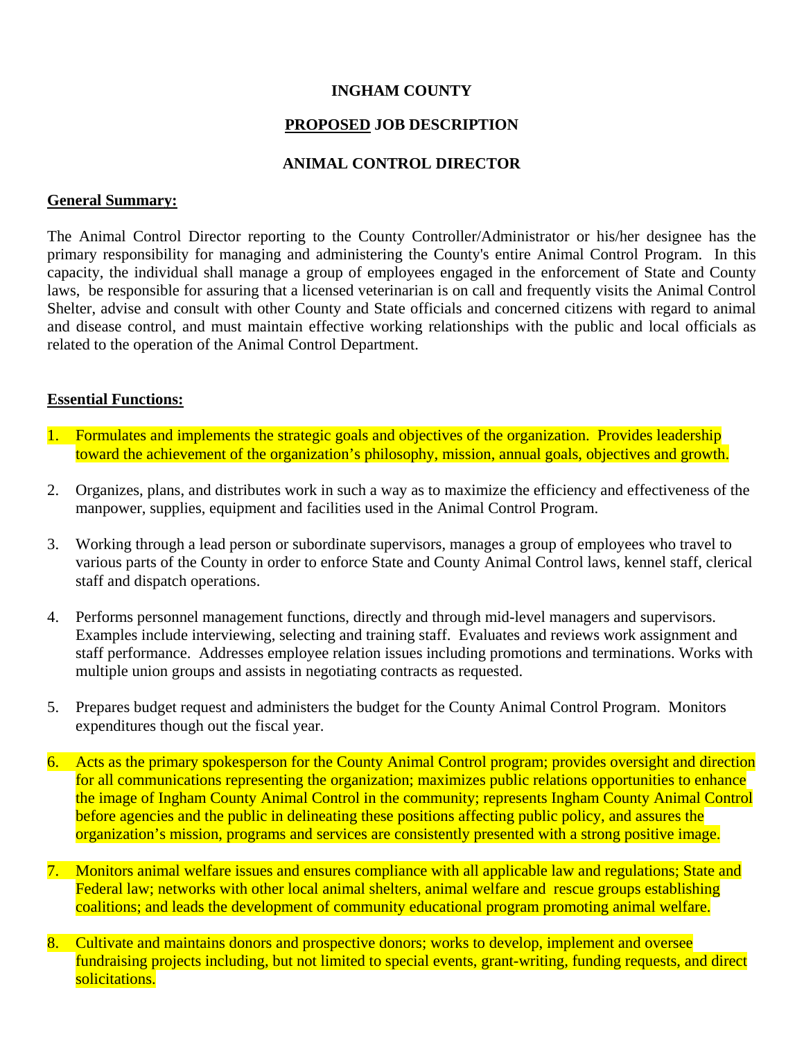**INGHAM COUNTY**

**<u>PROPOSED</u> JOB DESCRIPTION**

**ANIMAL CONTROL DIRECTOR**

**<u>General Summary:</u>**

The Animal Control Director reporting to the County Controller/Administrator or his/her designee has the primary responsibility for managing and administering the County's entire Animal Control Program. In this capacity, the individual shall manage a group of employees engaged in the enforcement of State and County laws, be responsible for assuring that a licensed veterinarian is on call and frequently visits the Animal Control Shelter, advise and consult with other County and State officials and concerned citizens with regard to animal and disease control, and must maintain effective working relationships with the public and local officials as related to the operation of the Animal Control Department.

**<u>Essential Functions:</u>**

1. Formulates and implements the strategic goals and objectives of the organization. Provides leadership toward the achievement of the organization's philosophy, mission, annual goals, objectives and growth.

2. Organizes, plans, and distributes work in such a way as to maximize the efficiency and effectiveness of the manpower, supplies, equipment and facilities used in the Animal Control Program.

3. Working through a lead person or subordinate supervisors, manages a group of employees who travel to various parts of the County in order to enforce State and County Animal Control laws, kennel staff, clerical staff and dispatch operations.

4. Performs personnel management functions, directly and through mid-level managers and supervisors. Examples include interviewing, selecting and training staff. Evaluates and reviews work assignment and staff performance. Addresses employee relation issues including promotions and terminations. Works with multiple union groups and assists in negotiating contracts as requested.

5. Prepares budget request and administers the budget for the County Animal Control Program. Monitors expenditures though out the fiscal year.

6. Acts as the primary spokesperson for the County Animal Control program; provides oversight and direction for all communications representing the organization; maximizes public relations opportunities to enhance the image of Ingham County Animal Control in the community; represents Ingham County Animal Control before agencies and the public in delineating these positions affecting public policy, and assures the organization's mission, programs and services are consistently presented with a strong positive image.

7. Monitors animal welfare issues and ensures compliance with all applicable law and regulations; State and Federal law; networks with other local animal shelters, animal welfare and rescue groups establishing coalitions; and leads the development of community educational program promoting animal welfare.

8. Cultivate and maintains donors and prospective donors; works to develop, implement and oversee fundraising projects including, but not limited to special events, grant-writing, funding requests, and direct solicitations.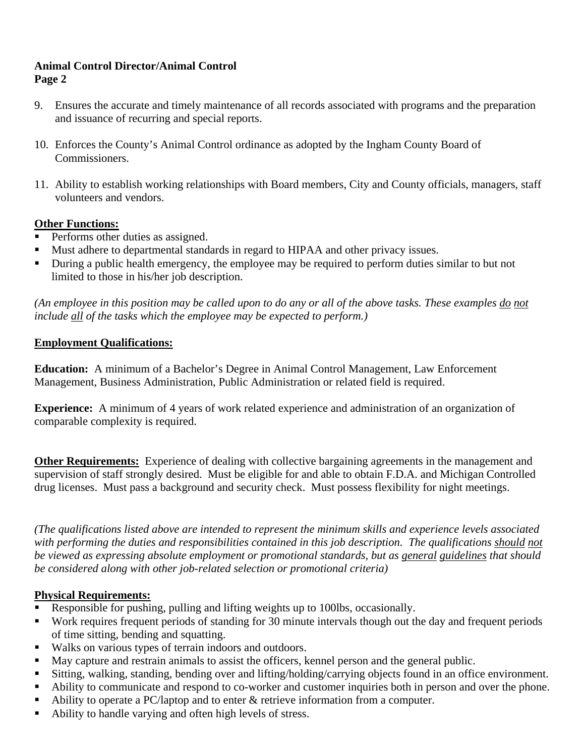9. Ensures the accurate and timely maintenance of all records associated with programs and the preparation and issuance of recurring and special reports.

10. Enforces the County's Animal Control ordinance as adopted by the Ingham County Board of Commissioners.

11. Ability to establish working relationships with Board members, City and County officials, managers, staff volunteers and vendors.

**Other Functions:**

- Performs other duties as assigned.
- Must adhere to departmental standards in regard to HIPAA and other privacy issues.
- During a public health emergency, the employee may be required to perform duties similar to but not limited to those in his/her job description.

*(An employee in this position may be called upon to do any or all of the above tasks. These examples do not include all of the tasks which the employee may be expected to perform.)*

**Employment Qualifications:**

**Education:** A minimum of a Bachelor's Degree in Animal Control Management, Law Enforcement Management, Business Administration, Public Administration or related field is required.

**Experience:** A minimum of 4 years of work related experience and administration of an organization of comparable complexity is required.

**Other Requirements:** Experience of dealing with collective bargaining agreements in the management and supervision of staff strongly desired. Must be eligible for and able to obtain F.D.A. and Michigan Controlled drug licenses. Must pass a background and security check. Must possess flexibility for night meetings.

*(The qualifications listed above are intended to represent the minimum skills and experience levels associated with performing the duties and responsibilities contained in this job description. The qualifications should not be viewed as expressing absolute employment or promotional standards, but as general guidelines that should be considered along with other job-related selection or promotional criteria)*

**Physical Requirements:**

- Responsible for pushing, pulling and lifting weights up to 100lbs, occasionally.
- Work requires frequent periods of standing for 30 minute intervals though out the day and frequent periods of time sitting, bending and squatting.
- Walks on various types of terrain indoors and outdoors.
- May capture and restrain animals to assist the officers, kennel person and the general public.
- Sitting, walking, standing, bending over and lifting/holding/carrying objects found in an office environment.
- Ability to communicate and respond to co-worker and customer inquiries both in person and over the phone.
- Ability to operate a PC/laptop and to enter & retrieve information from a computer.
- Ability to handle varying and often high levels of stress.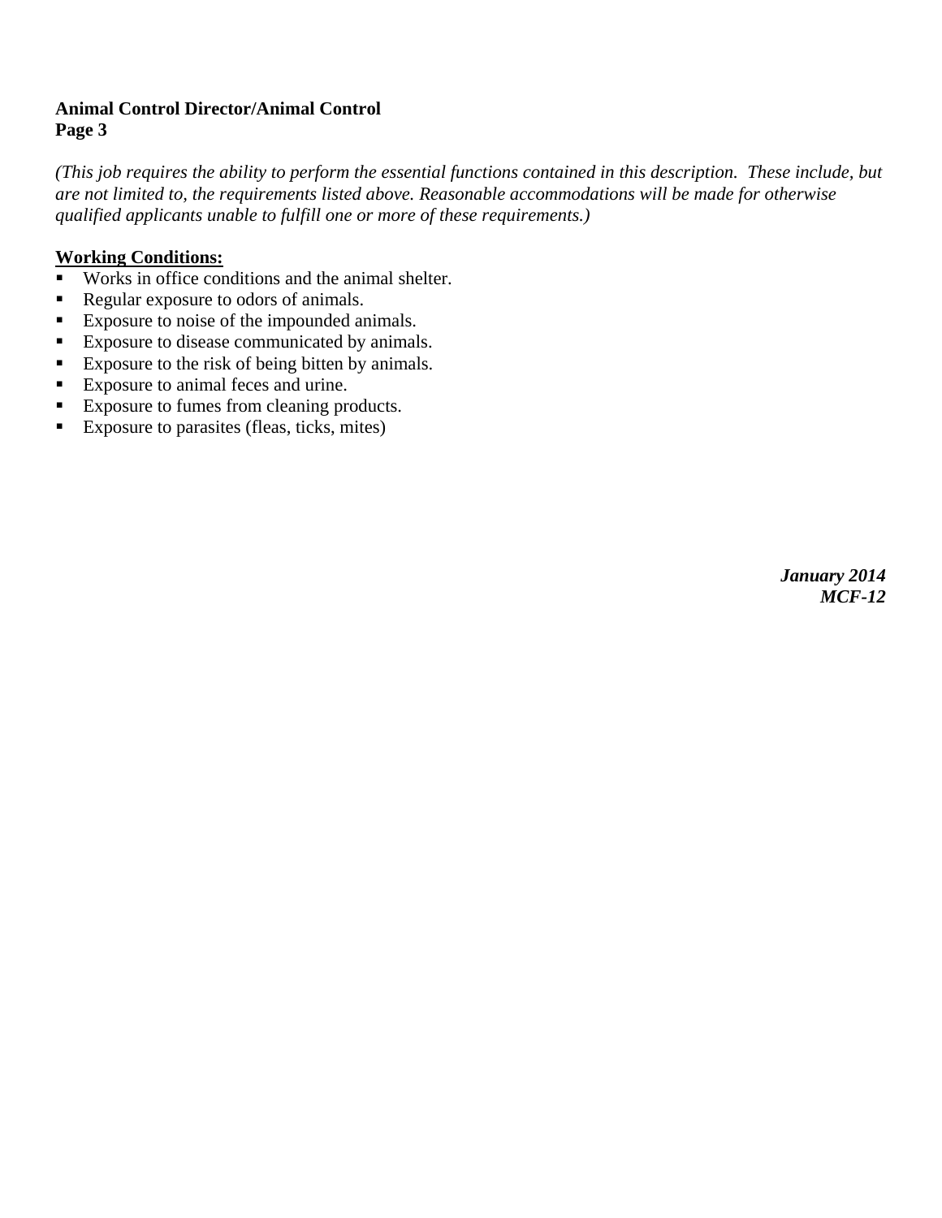*(This job requires the ability to perform the essential functions contained in this description. These include, but are not limited to, the requirements listed above. Reasonable accommodations will be made for otherwise qualified applicants unable to fulfill one or more of these requirements.)*

**Working Conditions:**

- Works in office conditions and the animal shelter.
- Regular exposure to odors of animals.
- Exposure to noise of the impounded animals.
- Exposure to disease communicated by animals.
- Exposure to the risk of being bitten by animals.
- Exposure to animal feces and urine.
- Exposure to fumes from cleaning products.
- Exposure to parasites (fleas, ticks, mites)

***January 2014***
***MCF-12***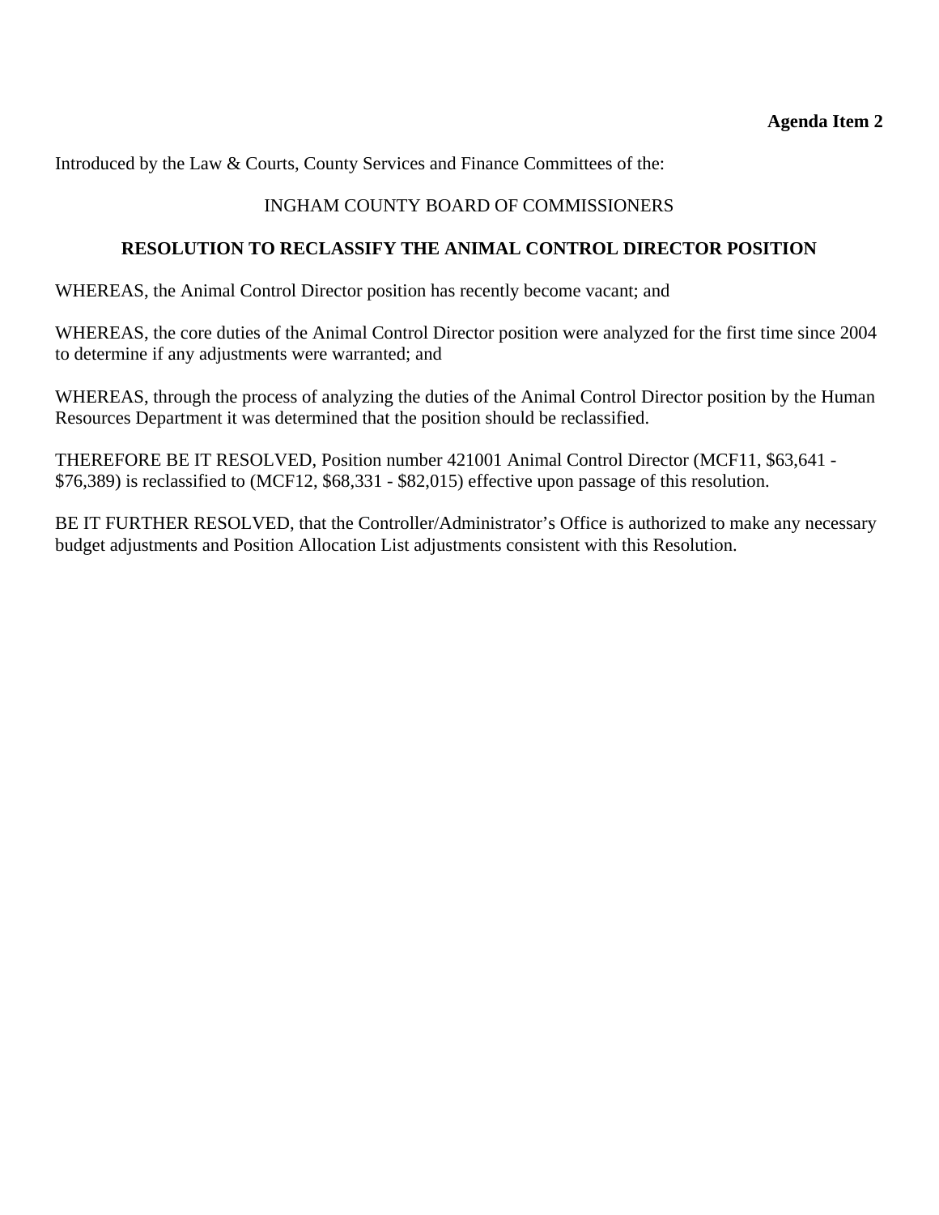**Agenda Item 2**

Introduced by the Law & Courts, County Services and Finance Committees of the:

INGHAM COUNTY BOARD OF COMMISSIONERS

**RESOLUTION TO RECLASSIFY THE ANIMAL CONTROL DIRECTOR POSITION**

WHEREAS, the Animal Control Director position has recently become vacant; and

WHEREAS, the core duties of the Animal Control Director position were analyzed for the first time since 2004 to determine if any adjustments were warranted; and

WHEREAS, through the process of analyzing the duties of the Animal Control Director position by the Human Resources Department it was determined that the position should be reclassified.

THEREFORE BE IT RESOLVED, Position number 421001 Animal Control Director (MCF11, $63,641 - $76,389) is reclassified to (MCF12, $68,331 - $82,015) effective upon passage of this resolution.

BE IT FURTHER RESOLVED, that the Controller/Administrator's Office is authorized to make any necessary budget adjustments and Position Allocation List adjustments consistent with this Resolution.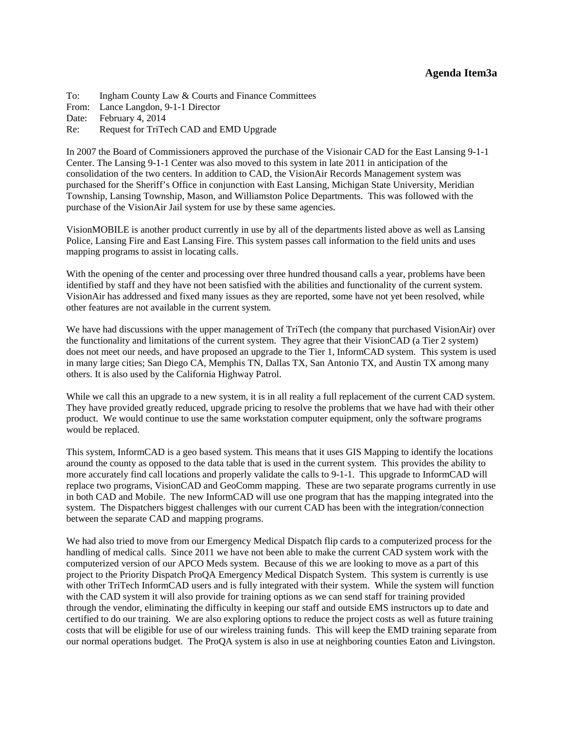**Agenda Item3a**

To: Ingham County Law & Courts and Finance Committees
From: Lance Langdon, 9-1-1 Director
Date: February 4, 2014
Re: Request for TriTech CAD and EMD Upgrade

In 2007 the Board of Commissioners approved the purchase of the Visionair CAD for the East Lansing 9-1-1 Center. The Lansing 9-1-1 Center was also moved to this system in late 2011 in anticipation of the consolidation of the two centers. In addition to CAD, the VisionAir Records Management system was purchased for the Sheriff's Office in conjunction with East Lansing, Michigan State University, Meridian Township, Lansing Township, Mason, and Williamston Police Departments. This was followed with the purchase of the VisionAir Jail system for use by these same agencies.

VisionMOBILE is another product currently in use by all of the departments listed above as well as Lansing Police, Lansing Fire and East Lansing Fire. This system passes call information to the field units and uses mapping programs to assist in locating calls.

With the opening of the center and processing over three hundred thousand calls a year, problems have been identified by staff and they have not been satisfied with the abilities and functionality of the current system. VisionAir has addressed and fixed many issues as they are reported, some have not yet been resolved, while other features are not available in the current system.

We have had discussions with the upper management of TriTech (the company that purchased VisionAir) over the functionality and limitations of the current system. They agree that their VisionCAD (a Tier 2 system) does not meet our needs, and have proposed an upgrade to the Tier 1, InformCAD system. This system is used in many large cities; San Diego CA, Memphis TN, Dallas TX, San Antonio TX, and Austin TX among many others. It is also used by the California Highway Patrol.

While we call this an upgrade to a new system, it is in all reality a full replacement of the current CAD system. They have provided greatly reduced, upgrade pricing to resolve the problems that we have had with their other product. We would continue to use the same workstation computer equipment, only the software programs would be replaced.

This system, InformCAD is a geo based system. This means that it uses GIS Mapping to identify the locations around the county as opposed to the data table that is used in the current system. This provides the ability to more accurately find call locations and properly validate the calls to 9-1-1. This upgrade to InformCAD will replace two programs, VisionCAD and GeoComm mapping. These are two separate programs currently in use in both CAD and Mobile. The new InformCAD will use one program that has the mapping integrated into the system. The Dispatchers biggest challenges with our current CAD has been with the integration/connection between the separate CAD and mapping programs.

We had also tried to move from our Emergency Medical Dispatch flip cards to a computerized process for the handling of medical calls. Since 2011 we have not been able to make the current CAD system work with the computerized version of our APCO Meds system. Because of this we are looking to move as a part of this project to the Priority Dispatch ProQA Emergency Medical Dispatch System. This system is currently is use with other TriTech InformCAD users and is fully integrated with their system. While the system will function with the CAD system it will also provide for training options as we can send staff for training provided through the vendor, eliminating the difficulty in keeping our staff and outside EMS instructors up to date and certified to do our training. We are also exploring options to reduce the project costs as well as future training costs that will be eligible for use of our wireless training funds. This will keep the EMD training separate from our normal operations budget. The ProQA system is also in use at neighboring counties Eaton and Livingston.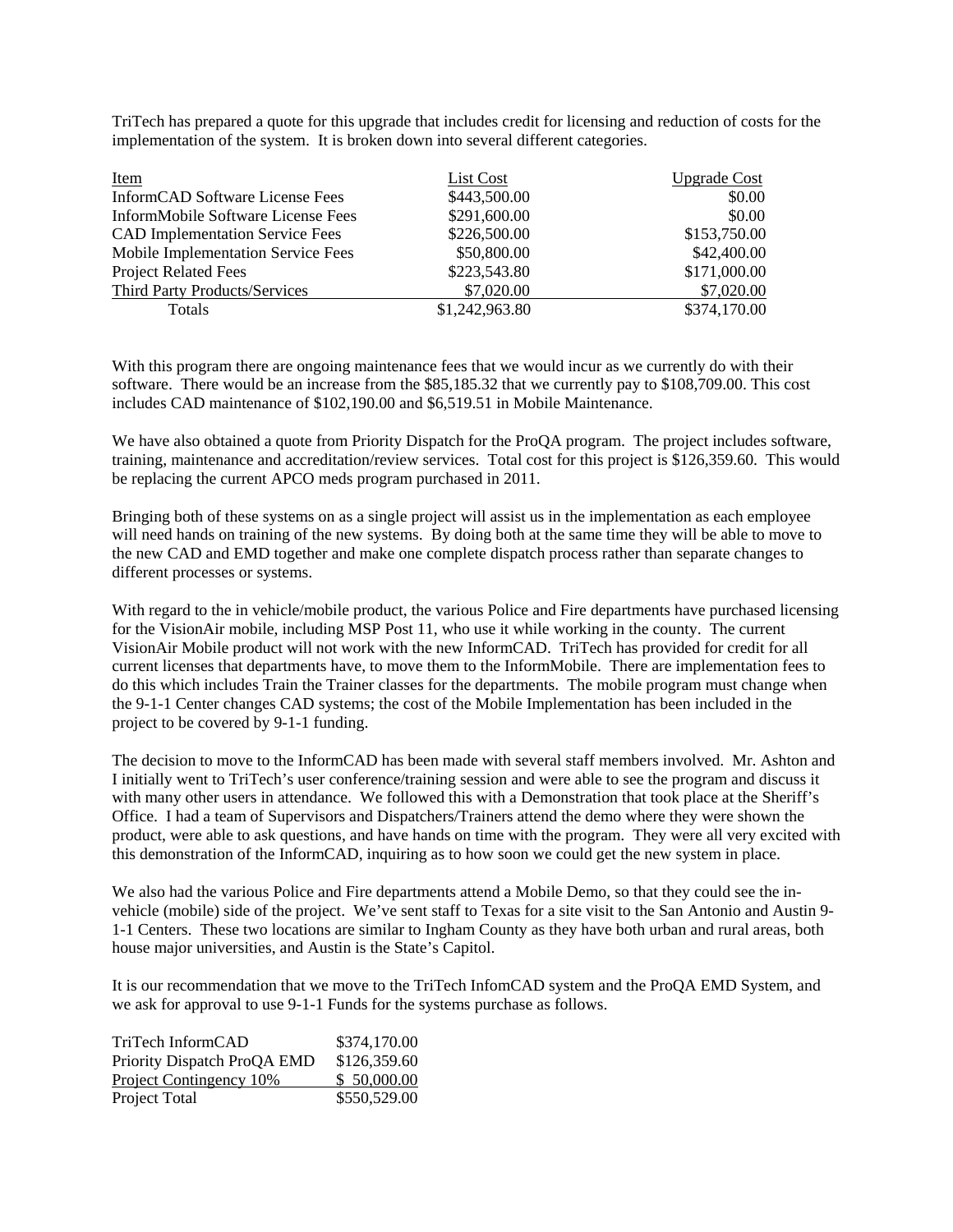TriTech has prepared a quote for this upgrade that includes credit for licensing and reduction of costs for the implementation of the system. It is broken down into several different categories.

| Item | List Cost | Upgrade Cost |
|---|---|---|
| InformCAD Software License Fees | $443,500.00 | $0.00 |
| InformMobile Software License Fees | $291,600.00 | $0.00 |
| CAD Implementation Service Fees | $226,500.00 | $153,750.00 |
| Mobile Implementation Service Fees | $50,800.00 | $42,400.00 |
| Project Related Fees | $223,543.80 | $171,000.00 |
| Third Party Products/Services | $7,020.00 | $7,020.00 |
| Totals | $1,242,963.80 | $374,170.00 |

With this program there are ongoing maintenance fees that we would incur as we currently do with their software. There would be an increase from the $85,185.32 that we currently pay to $108,709.00. This cost includes CAD maintenance of $102,190.00 and $6,519.51 in Mobile Maintenance.

We have also obtained a quote from Priority Dispatch for the ProQA program. The project includes software, training, maintenance and accreditation/review services. Total cost for this project is $126,359.60. This would be replacing the current APCO meds program purchased in 2011.

Bringing both of these systems on as a single project will assist us in the implementation as each employee will need hands on training of the new systems. By doing both at the same time they will be able to move to the new CAD and EMD together and make one complete dispatch process rather than separate changes to different processes or systems.

With regard to the in vehicle/mobile product, the various Police and Fire departments have purchased licensing for the VisionAir mobile, including MSP Post 11, who use it while working in the county. The current VisionAir Mobile product will not work with the new InformCAD. TriTech has provided for credit for all current licenses that departments have, to move them to the InformMobile. There are implementation fees to do this which includes Train the Trainer classes for the departments. The mobile program must change when the 9-1-1 Center changes CAD systems; the cost of the Mobile Implementation has been included in the project to be covered by 9-1-1 funding.

The decision to move to the InformCAD has been made with several staff members involved. Mr. Ashton and I initially went to TriTech's user conference/training session and were able to see the program and discuss it with many other users in attendance. We followed this with a Demonstration that took place at the Sheriff's Office. I had a team of Supervisors and Dispatchers/Trainers attend the demo where they were shown the product, were able to ask questions, and have hands on time with the program. They were all very excited with this demonstration of the InformCAD, inquiring as to how soon we could get the new system in place.

We also had the various Police and Fire departments attend a Mobile Demo, so that they could see the in-vehicle (mobile) side of the project. We've sent staff to Texas for a site visit to the San Antonio and Austin 9-1-1 Centers. These two locations are similar to Ingham County as they have both urban and rural areas, both house major universities, and Austin is the State's Capitol.

It is our recommendation that we move to the TriTech InfomCAD system and the ProQA EMD System, and we ask for approval to use 9-1-1 Funds for the systems purchase as follows.

| | |
|---|---|
| TriTech InformCAD | $374,170.00 |
| Priority Dispatch ProQA EMD | $126,359.60 |
| Project Contingency 10% | $ 50,000.00 |
| Project Total | $550,529.00 |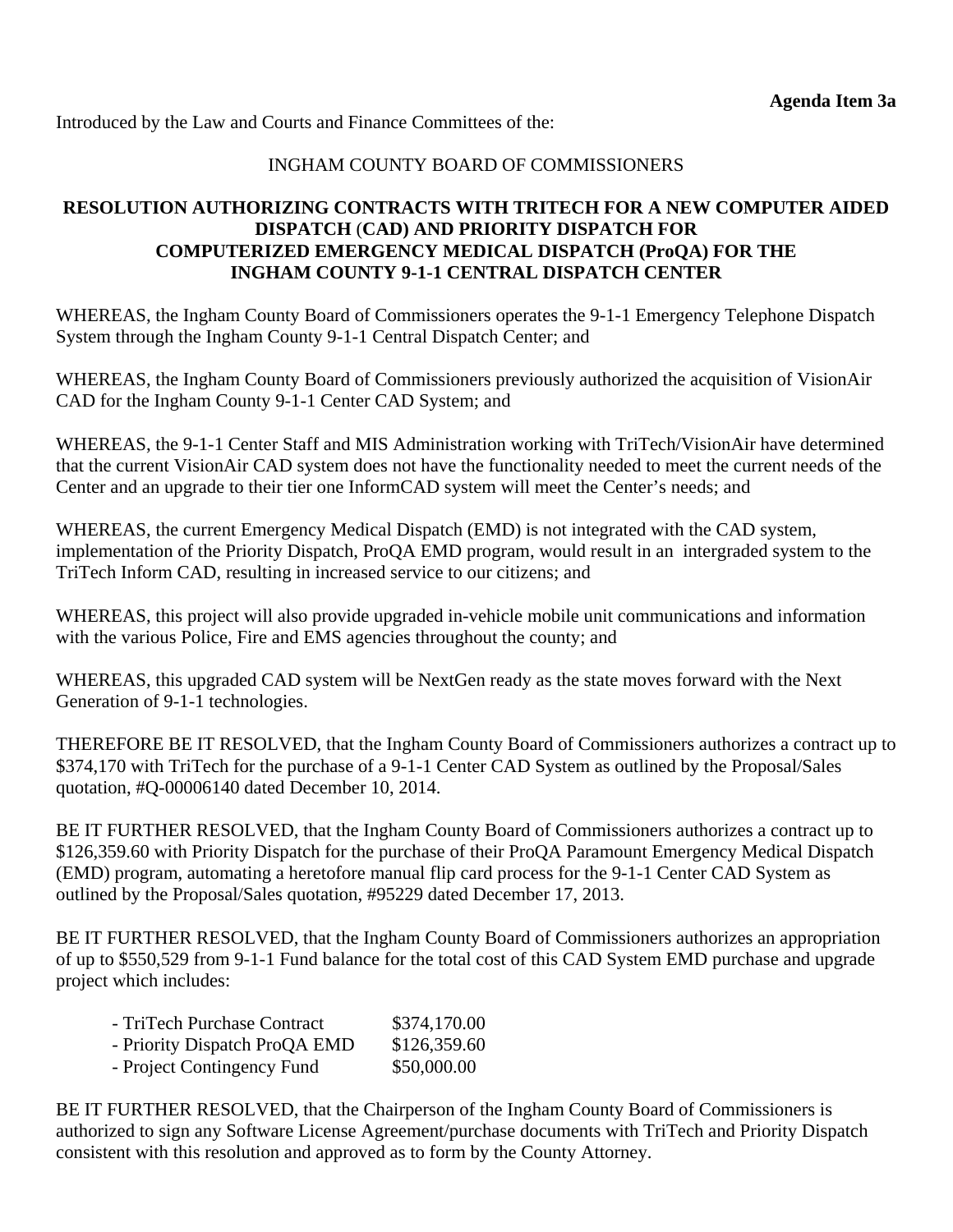**Agenda Item 3a**

Introduced by the Law and Courts and Finance Committees of the:

INGHAM COUNTY BOARD OF COMMISSIONERS

**RESOLUTION AUTHORIZING CONTRACTS WITH TRITECH FOR A NEW COMPUTER AIDED DISPATCH (CAD) AND PRIORITY DISPATCH FOR COMPUTERIZED EMERGENCY MEDICAL DISPATCH (ProQA) FOR THE INGHAM COUNTY 9-1-1 CENTRAL DISPATCH CENTER**

WHEREAS, the Ingham County Board of Commissioners operates the 9-1-1 Emergency Telephone Dispatch System through the Ingham County 9-1-1 Central Dispatch Center; and

WHEREAS, the Ingham County Board of Commissioners previously authorized the acquisition of VisionAir CAD for the Ingham County 9-1-1 Center CAD System; and

WHEREAS, the 9-1-1 Center Staff and MIS Administration working with TriTech/VisionAir have determined that the current VisionAir CAD system does not have the functionality needed to meet the current needs of the Center and an upgrade to their tier one InformCAD system will meet the Center's needs; and

WHEREAS, the current Emergency Medical Dispatch (EMD) is not integrated with the CAD system, implementation of the Priority Dispatch, ProQA EMD program, would result in an intergraded system to the TriTech Inform CAD, resulting in increased service to our citizens; and

WHEREAS, this project will also provide upgraded in-vehicle mobile unit communications and information with the various Police, Fire and EMS agencies throughout the county; and

WHEREAS, this upgraded CAD system will be NextGen ready as the state moves forward with the Next Generation of 9-1-1 technologies.

THEREFORE BE IT RESOLVED, that the Ingham County Board of Commissioners authorizes a contract up to $374,170 with TriTech for the purchase of a 9-1-1 Center CAD System as outlined by the Proposal/Sales quotation, #Q-00006140 dated December 10, 2014.

BE IT FURTHER RESOLVED, that the Ingham County Board of Commissioners authorizes a contract up to $126,359.60 with Priority Dispatch for the purchase of their ProQA Paramount Emergency Medical Dispatch (EMD) program, automating a heretofore manual flip card process for the 9-1-1 Center CAD System as outlined by the Proposal/Sales quotation, #95229 dated December 17, 2013.

BE IT FURTHER RESOLVED, that the Ingham County Board of Commissioners authorizes an appropriation of up to $550,529 from 9-1-1 Fund balance for the total cost of this CAD System EMD purchase and upgrade project which includes:

- TriTech Purchase Contract $374,170.00
- Priority Dispatch ProQA EMD $126,359.60
- Project Contingency Fund $50,000.00

BE IT FURTHER RESOLVED, that the Chairperson of the Ingham County Board of Commissioners is authorized to sign any Software License Agreement/purchase documents with TriTech and Priority Dispatch consistent with this resolution and approved as to form by the County Attorney.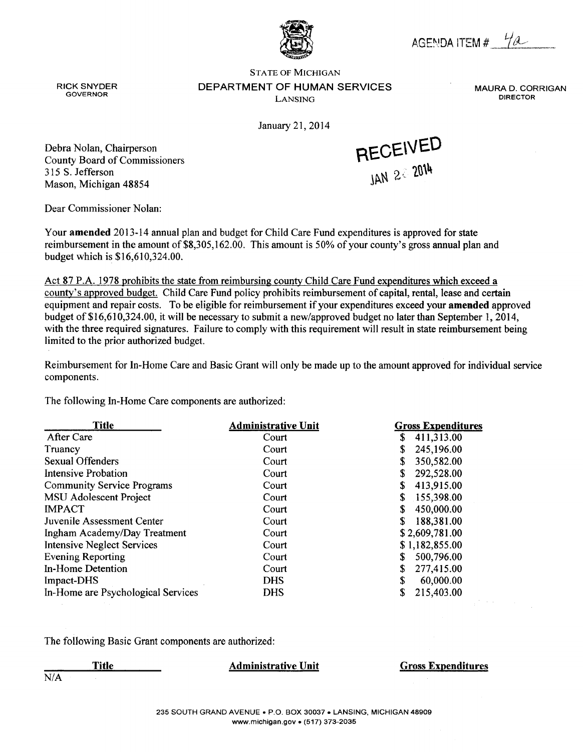AGENDA ITEM # 4a

STATE OF MICHIGAN

**DEPARTMENT OF HUMAN SERVICES**

LANSING

RICK SNYDER
GOVERNOR

MAURA D. CORRIGAN
DIRECTOR

January 21, 2014

RECEIVED
JAN 22 2014

Debra Nolan, Chairperson
County Board of Commissioners
315 S. Jefferson
Mason, Michigan 48854

Dear Commissioner Nolan:

Your **amended** 2013-14 annual plan and budget for Child Care Fund expenditures is approved for state reimbursement in the amount of $8,305,162.00. This amount is 50% of your county's gross annual plan and budget which is $16,610,324.00.

Act 87 P.A. 1978 prohibits the state from reimbursing county Child Care Fund expenditures which exceed a county's approved budget. Child Care Fund policy prohibits reimbursement of capital, rental, lease and certain equipment and repair costs. To be eligible for reimbursement if your expenditures exceed your **amended** approved budget of $16,610,324.00, it will be necessary to submit a new/approved budget no later than September 1, 2014, with the three required signatures. Failure to comply with this requirement will result in state reimbursement being limited to the prior authorized budget.

Reimbursement for In-Home Care and Basic Grant will only be made up to the amount approved for individual service components.

The following In-Home Care components are authorized:

| Title | Administrative Unit | Gross Expenditures |
|---|---|---|
| After Care | Court | $ 411,313.00 |
| Truancy | Court | $ 245,196.00 |
| Sexual Offenders | Court | $ 350,582.00 |
| Intensive Probation | Court | $ 292,528.00 |
| Community Service Programs | Court | $ 413,915.00 |
| MSU Adolescent Project | Court | $ 155,398.00 |
| IMPACT | Court | $ 450,000.00 |
| Juvenile Assessment Center | Court | $ 188,381.00 |
| Ingham Academy/Day Treatment | Court | $ 2,609,781.00 |
| Intensive Neglect Services | Court | $ 1,182,855.00 |
| Evening Reporting | Court | $ 500,796.00 |
| In-Home Detention | Court | $ 277,415.00 |
| Impact-DHS | DHS | $ 60,000.00 |
| In-Home are Psychological Services | DHS | $ 215,403.00 |

The following Basic Grant components are authorized:

| Title | Administrative Unit | Gross Expenditures |
|---|---|---|
| N/A | | |

235 SOUTH GRAND AVENUE • P.O. BOX 30037 • LANSING, MICHIGAN 48909
www.michigan.gov • (517) 373-2035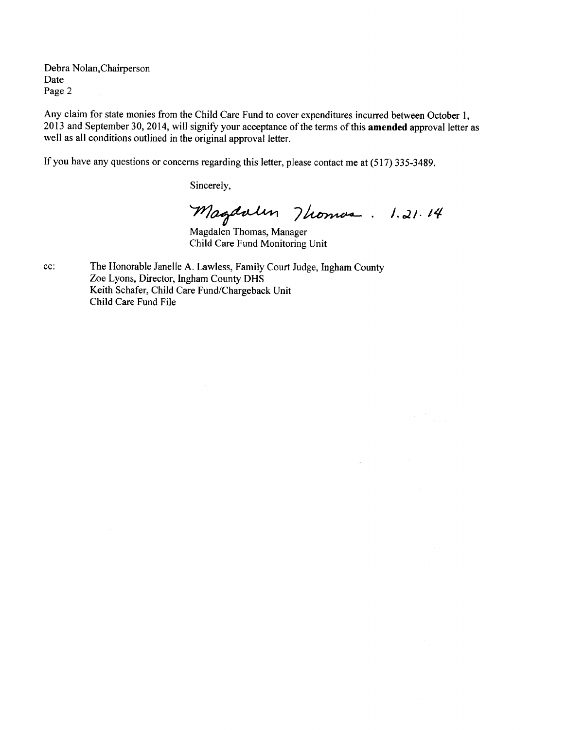Debra Nolan,Chairperson
Date
Page 2

Any claim for state monies from the Child Care Fund to cover expenditures incurred between October 1, 2013 and September 30, 2014, will signify your acceptance of the terms of this **amended** approval letter as well as all conditions outlined in the original approval letter.

If you have any questions or concerns regarding this letter, please contact me at (517) 335-3489.

Sincerely,

Magdalen Thomas. 1.21.14

Magdalen Thomas, Manager
Child Care Fund Monitoring Unit

cc: The Honorable Janelle A. Lawless, Family Court Judge, Ingham County
Zoe Lyons, Director, Ingham County DHS
Keith Schafer, Child Care Fund/Chargeback Unit
Child Care Fund File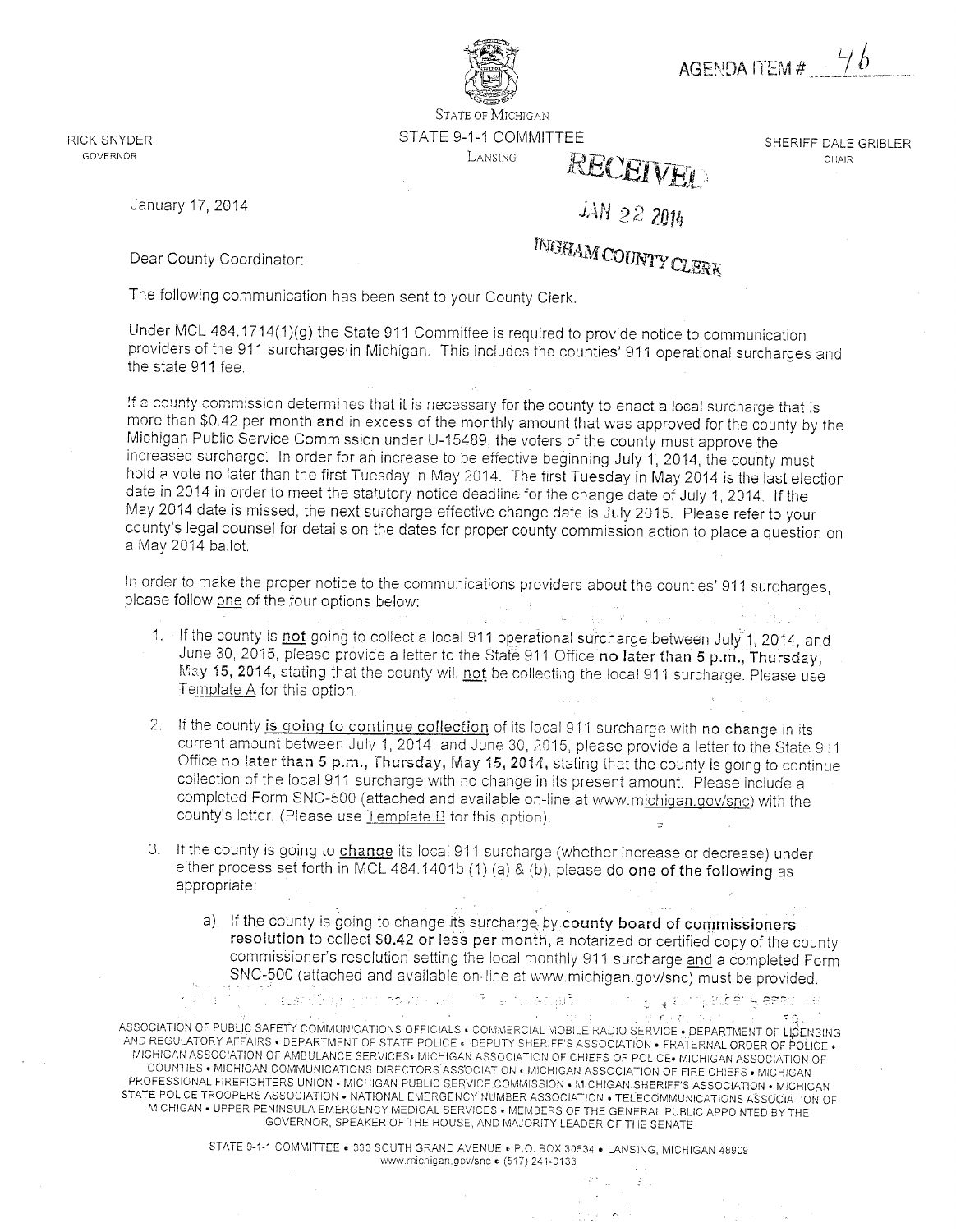AGENDA ITEM # 46

STATE OF MICHIGAN
STATE 9-1-1 COMMITTEE
LANSING

RICK SNYDER
GOVERNOR

SHERIFF DALE GRIBLER
CHAIR

RECEIVED
JAN 22 2014
INGHAM COUNTY CLERK

January 17, 2014

Dear County Coordinator:

The following communication has been sent to your County Clerk.

Under MCL 484.1714(1)(g) the State 911 Committee is required to provide notice to communication providers of the 911 surcharges in Michigan. This includes the counties' 911 operational surcharges and the state 911 fee.

If a county commission determines that it is necessary for the county to enact a local surcharge that is more than $0.42 per month **and** in excess of the monthly amount that was approved for the county by the Michigan Public Service Commission under U-15489, the voters of the county must approve the increased surcharge. In order for an increase to be effective beginning July 1, 2014, the county must hold a vote no later than the first Tuesday in May 2014. The first Tuesday in May 2014 is the last election date in 2014 in order to meet the statutory notice deadline for the change date of July 1, 2014. If the May 2014 date is missed, the next surcharge effective change date is July 2015. Please refer to your county's legal counsel for details on the dates for proper county commission action to place a question on a May 2014 ballot.

In order to make the proper notice to the communications providers about the counties' 911 surcharges, please follow one of the four options below:

1. If the county is not going to collect a local 911 operational surcharge between July 1, 2014, and June 30, 2015, please provide a letter to the State 911 Office **no later than 5 p.m., Thursday, May 15, 2014**, stating that the county will not be collecting the local 911 surcharge. Please use Template A for this option.

2. If the county is going to continue collection of its local 911 surcharge with **no change** in its current amount between July 1, 2014, and June 30, 2015, please provide a letter to the State 911 Office **no later than 5 p.m., Thursday, May 15, 2014**, stating that the county is going to continue collection of the local 911 surcharge with no change in its present amount. Please include a completed Form SNC-500 (attached and available on-line at www.michigan.gov/snc) with the county's letter. (Please use Template B for this option).

3. If the county is going to change its local 911 surcharge (whether increase or decrease) under either process set forth in MCL 484.1401b (1) (a) & (b), please do **one of the following** as appropriate:

   a) If the county is going to change its surcharge by **county board of commissioners resolution** to collect **$0.42 or less per month**, a notarized or certified copy of the county commissioner's resolution setting the local monthly 911 surcharge and a completed Form SNC-500 (attached and available on-line at www.michigan.gov/snc) must be provided.

ASSOCIATION OF PUBLIC SAFETY COMMUNICATIONS OFFICIALS • COMMERCIAL MOBILE RADIO SERVICE • DEPARTMENT OF LICENSING AND REGULATORY AFFAIRS • DEPARTMENT OF STATE POLICE • DEPUTY SHERIFF'S ASSOCIATION • FRATERNAL ORDER OF POLICE • MICHIGAN ASSOCIATION OF AMBULANCE SERVICES • MICHIGAN ASSOCIATION OF CHIEFS OF POLICE • MICHIGAN ASSOCIATION OF COUNTIES • MICHIGAN COMMUNICATIONS DIRECTORS ASSOCIATION • MICHIGAN ASSOCIATION OF FIRE CHIEFS • MICHIGAN PROFESSIONAL FIREFIGHTERS UNION • MICHIGAN PUBLIC SERVICE COMMISSION • MICHIGAN SHERIFF'S ASSOCIATION • MICHIGAN STATE POLICE TROOPERS ASSOCIATION • NATIONAL EMERGENCY NUMBER ASSOCIATION • TELECOMMUNICATIONS ASSOCIATION OF MICHIGAN • UPPER PENINSULA EMERGENCY MEDICAL SERVICES • MEMBERS OF THE GENERAL PUBLIC APPOINTED BY THE GOVERNOR, SPEAKER OF THE HOUSE, AND MAJORITY LEADER OF THE SENATE

STATE 9-1-1 COMMITTEE • 333 SOUTH GRAND AVENUE • P.O. BOX 30634 • LANSING, MICHIGAN 48909
www.michigan.gov/snc • (517) 241-0133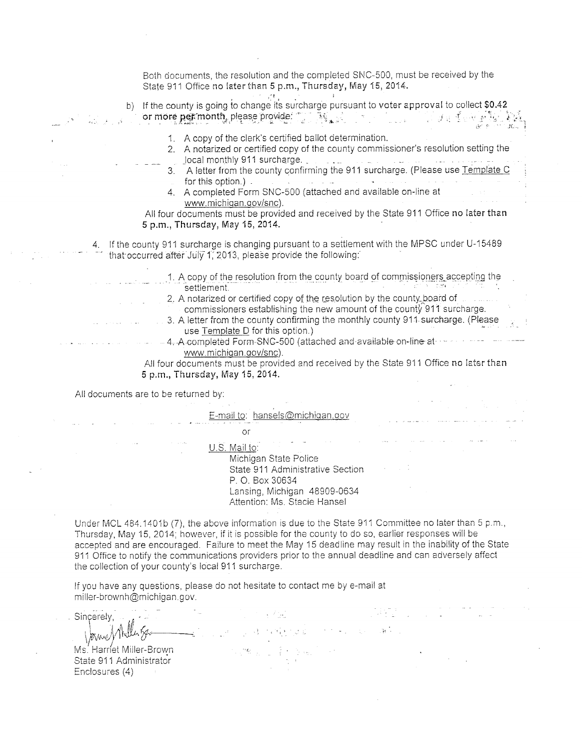Both documents, the resolution and the completed SNC-500, must be received by the State 911 Office **no later than 5 p.m., Thursday, May 15, 2014.**

b) If the county is going to change its surcharge pursuant to **voter approval** to collect **$0.42 or more per month**, please provide:

1. A copy of the clerk's certified ballot determination.
2. A notarized or certified copy of the county commissioner's resolution setting the local monthly 911 surcharge.
3. A letter from the county confirming the 911 surcharge. (Please use Template C for this option.)
4. A completed Form SNC-500 (attached and available on-line at www.michigan.gov/snc).

All four documents must be provided and received by the State 911 Office **no later than 5 p.m., Thursday, May 15, 2014.**

4. If the county 911 surcharge is changing pursuant to a settlement with the MPSC under U-15489 that occurred after July 1, 2013, please provide the following:

   1. A copy of the resolution from the county board of commissioners accepting the settlement.
   2. A notarized or certified copy of the resolution by the county board of commissioners establishing the new amount of the county 911 surcharge.
   3. A letter from the county confirming the monthly county 911 surcharge. (Please use Template D for this option.)
   4. A completed Form SNC-500 (attached and available on-line at www.michigan.gov/snc).

   All four documents must be provided and received by the State 911 Office **no later than 5 p.m., Thursday, May 15, 2014.**

All documents are to be returned by:

E-mail to: hansels@michigan.gov

or

U.S. Mail to:
Michigan State Police
State 911 Administrative Section
P. O. Box 30634
Lansing, Michigan 48909-0634
Attention: Ms. Stacie Hansel

Under MCL 484.1401b (7), the above information is due to the State 911 Committee no later than 5 p.m., Thursday, May 15, 2014; however, if it is possible for the county to do so, earlier responses will be accepted and are encouraged. Failure to meet the May 15 deadline may result in the inability of the State 911 Office to notify the communications providers prior to the annual deadline and can adversely affect the collection of your county's local 911 surcharge.

If you have any questions, please do not hesitate to contact me by e-mail at miller-brownh@michigan.gov.

Sincerely,

Ms. Harriet Miller-Brown
State 911 Administrator
Enclosures (4)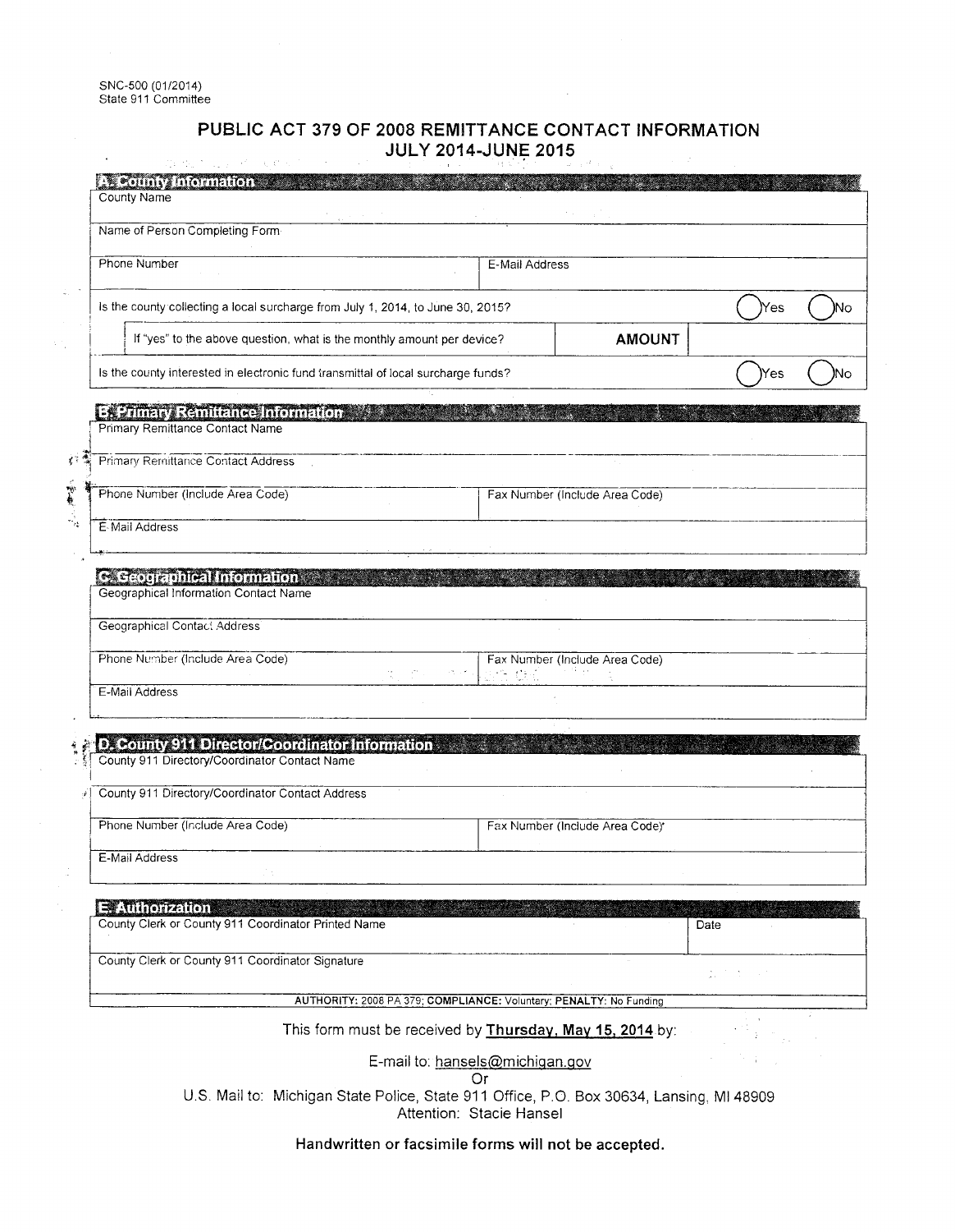SNC-500 (01/2014)
State 911 Committee

# PUBLIC ACT 379 OF 2008 REMITTANCE CONTACT INFORMATION JULY 2014-JUNE 2015

## A. County Information

| County Name | | |
|---|---|---|
| Name of Person Completing Form | | |
| Phone Number | E-Mail Address | |
| Is the county collecting a local surcharge from July 1, 2014, to June 30, 2015? | | ◯ Yes ◯ No |
| If "yes" to the above question, what is the monthly amount per device? | **AMOUNT** | |
| Is the county interested in electronic fund transmittal of local surcharge funds? | | ◯ Yes ◯ No |

## B. Primary Remittance Information

| Primary Remittance Contact Name | |
|---|---|
| Primary Remittance Contact Address | |
| Phone Number (Include Area Code) | Fax Number (Include Area Code) |
| E-Mail Address | |

## C. Geographical Information

| Geographical Information Contact Name | |
|---|---|
| Geographical Contact Address | |
| Phone Number (Include Area Code) | Fax Number (Include Area Code) |
| E-Mail Address | |

## D. County 911 Director/Coordinator Information

| County 911 Directory/Coordinator Contact Name | |
|---|---|
| County 911 Directory/Coordinator Contact Address | |
| Phone Number (Include Area Code) | Fax Number (Include Area Code) |
| E-Mail Address | |

## E. Authorization

| County Clerk or County 911 Coordinator Printed Name | Date |
|---|---|
| County Clerk or County 911 Coordinator Signature | |

**AUTHORITY:** 2008 PA 379; **COMPLIANCE:** Voluntary; **PENALTY:** No Funding

This form must be received by **Thursday, May 15, 2014** by:

E-mail to: hansels@michigan.gov

Or

U.S. Mail to: Michigan State Police, State 911 Office, P.O. Box 30634, Lansing, MI 48909
Attention: Stacie Hansel

**Handwritten or facsimile forms will not be accepted.**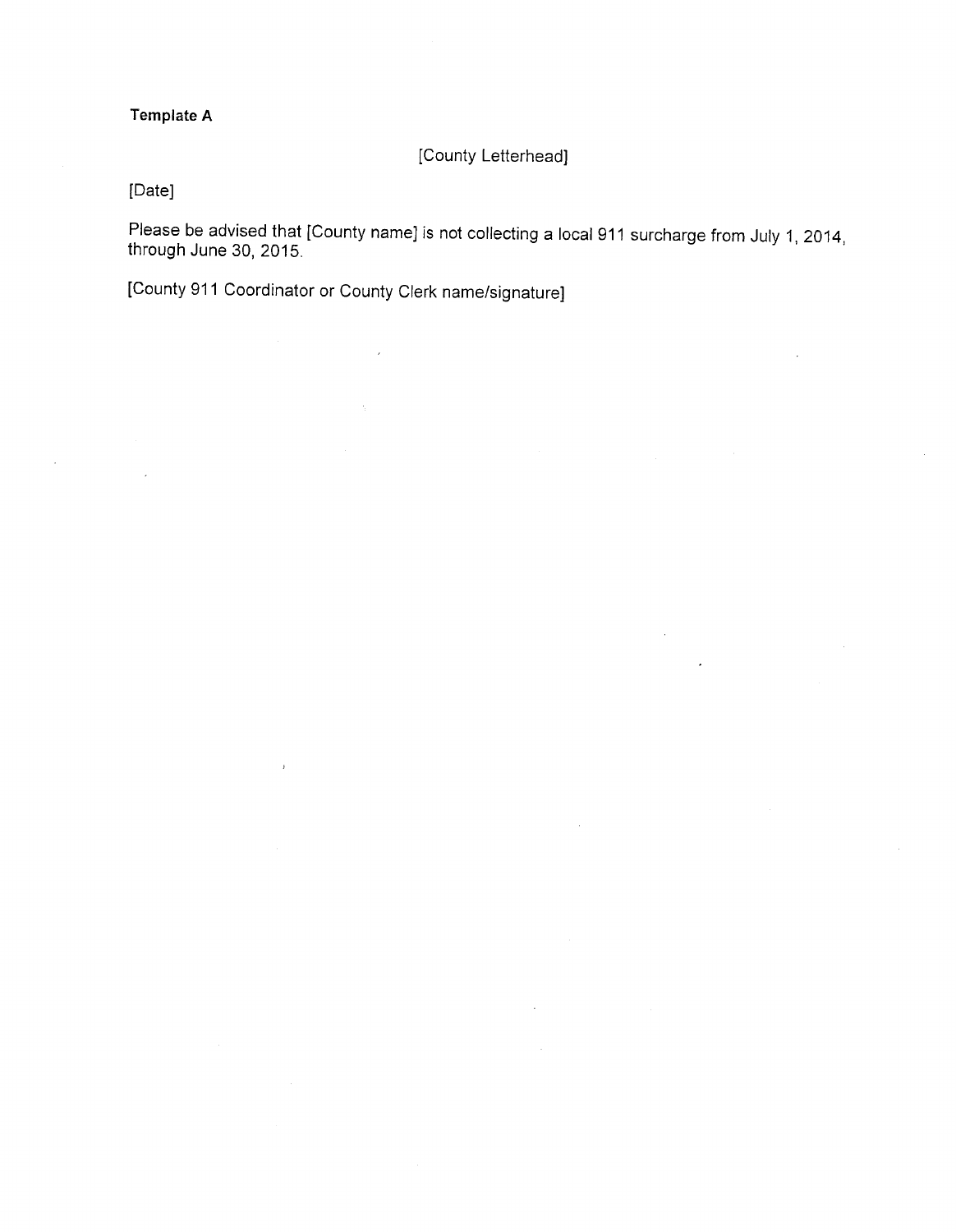**Template A**

[County Letterhead]

[Date]

Please be advised that [County name] is not collecting a local 911 surcharge from July 1, 2014, through June 30, 2015.

[County 911 Coordinator or County Clerk name/signature]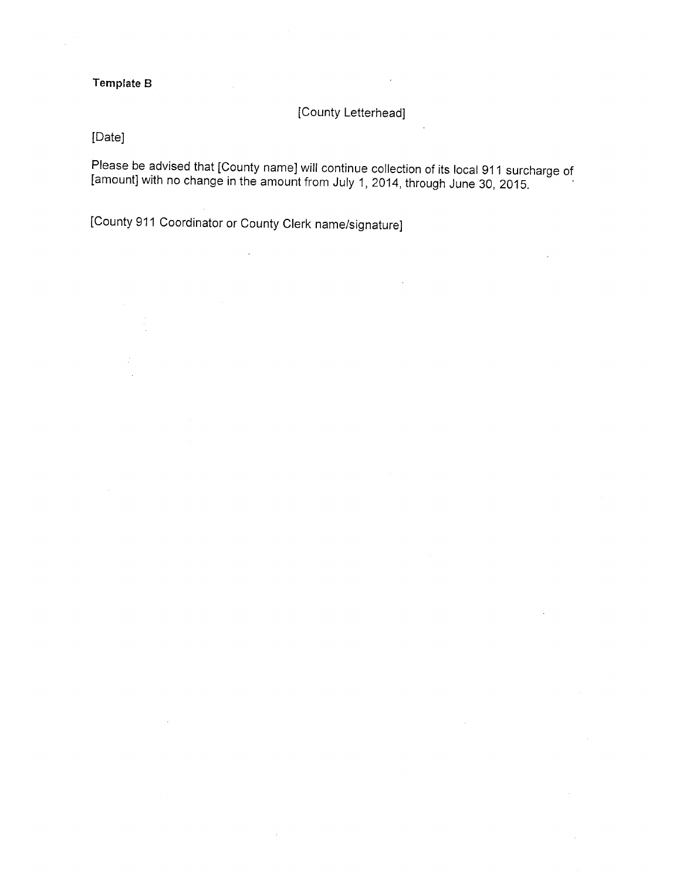**Template B**

[County Letterhead]

[Date]

Please be advised that [County name] will continue collection of its local 911 surcharge of [amount] with no change in the amount from July 1, 2014, through June 30, 2015.

[County 911 Coordinator or County Clerk name/signature]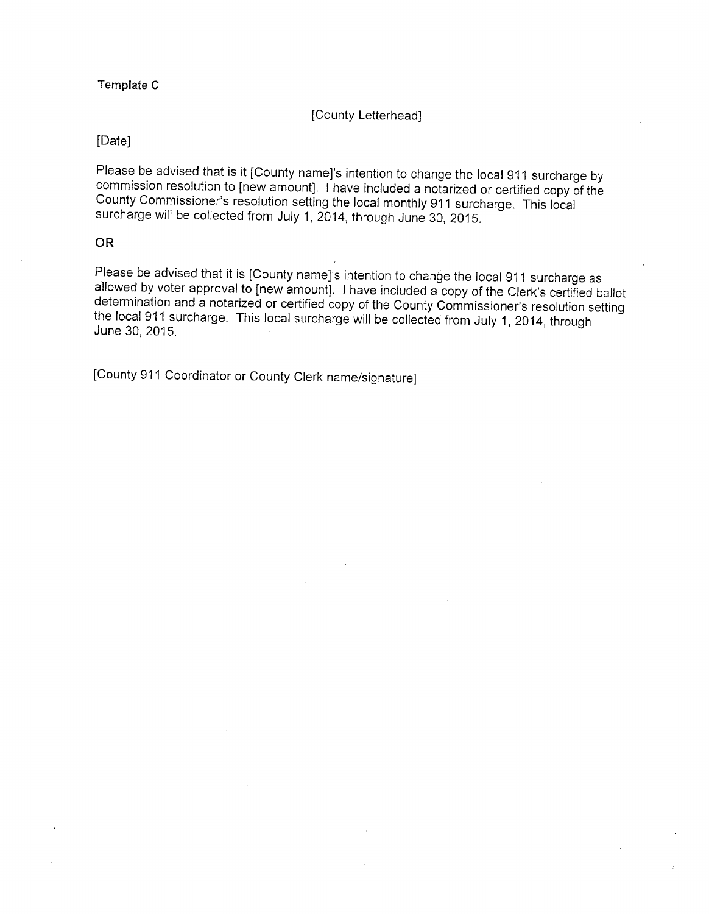**Template C**

[County Letterhead]

[Date]

Please be advised that is it [County name]'s intention to change the local 911 surcharge by commission resolution to [new amount]. I have included a notarized or certified copy of the County Commissioner's resolution setting the local monthly 911 surcharge. This local surcharge will be collected from July 1, 2014, through June 30, 2015.

**OR**

Please be advised that it is [County name]'s intention to change the local 911 surcharge as allowed by voter approval to [new amount]. I have included a copy of the Clerk's certified ballot determination and a notarized or certified copy of the County Commissioner's resolution setting the local 911 surcharge. This local surcharge will be collected from July 1, 2014, through June 30, 2015.

[County 911 Coordinator or County Clerk name/signature]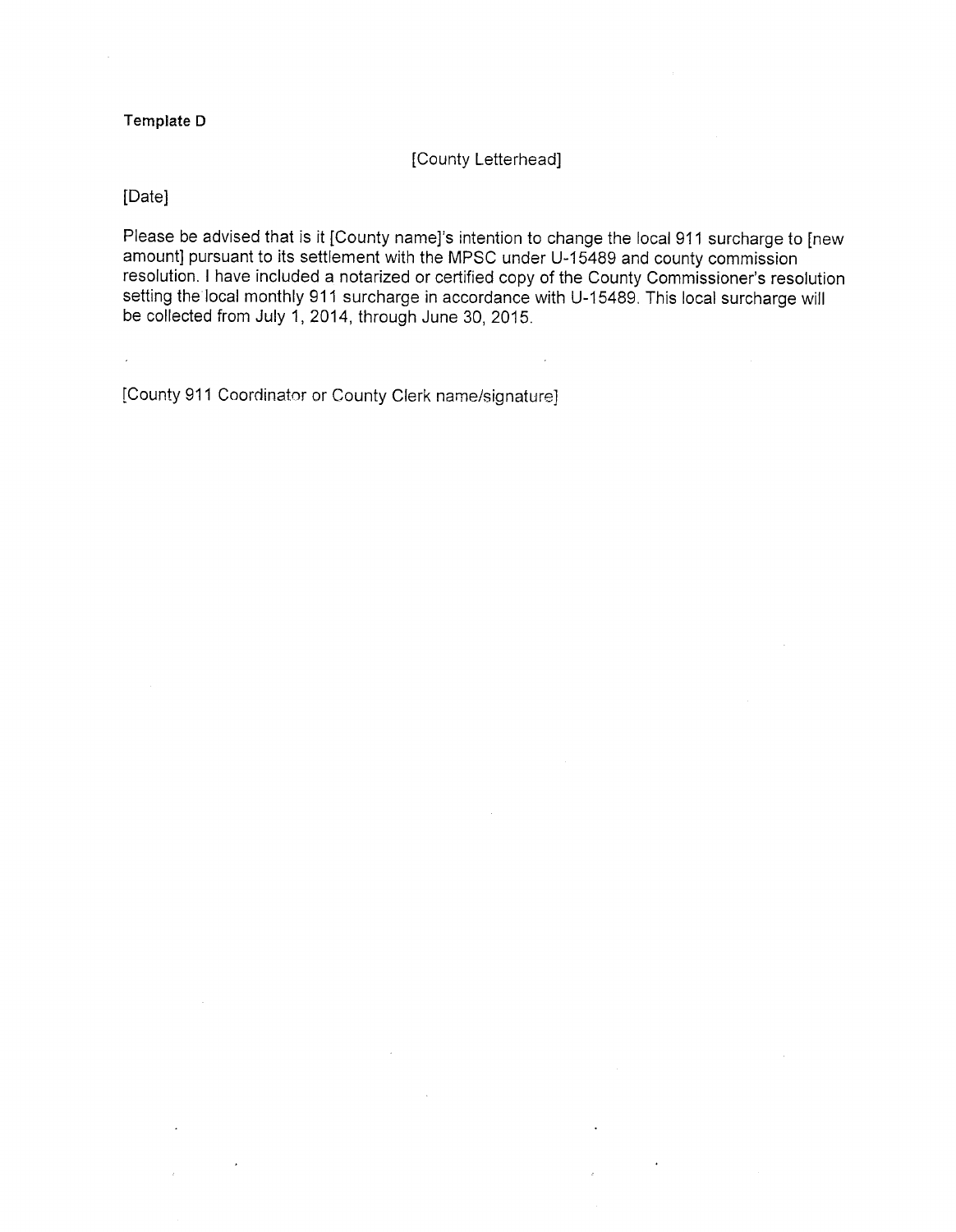**Template D**

[County Letterhead]

[Date]

Please be advised that is it [County name]'s intention to change the local 911 surcharge to [new amount] pursuant to its settlement with the MPSC under U-15489 and county commission resolution. I have included a notarized or certified copy of the County Commissioner's resolution setting the local monthly 911 surcharge in accordance with U-15489. This local surcharge will be collected from July 1, 2014, through June 30, 2015.

[County 911 Coordinator or County Clerk name/signature]